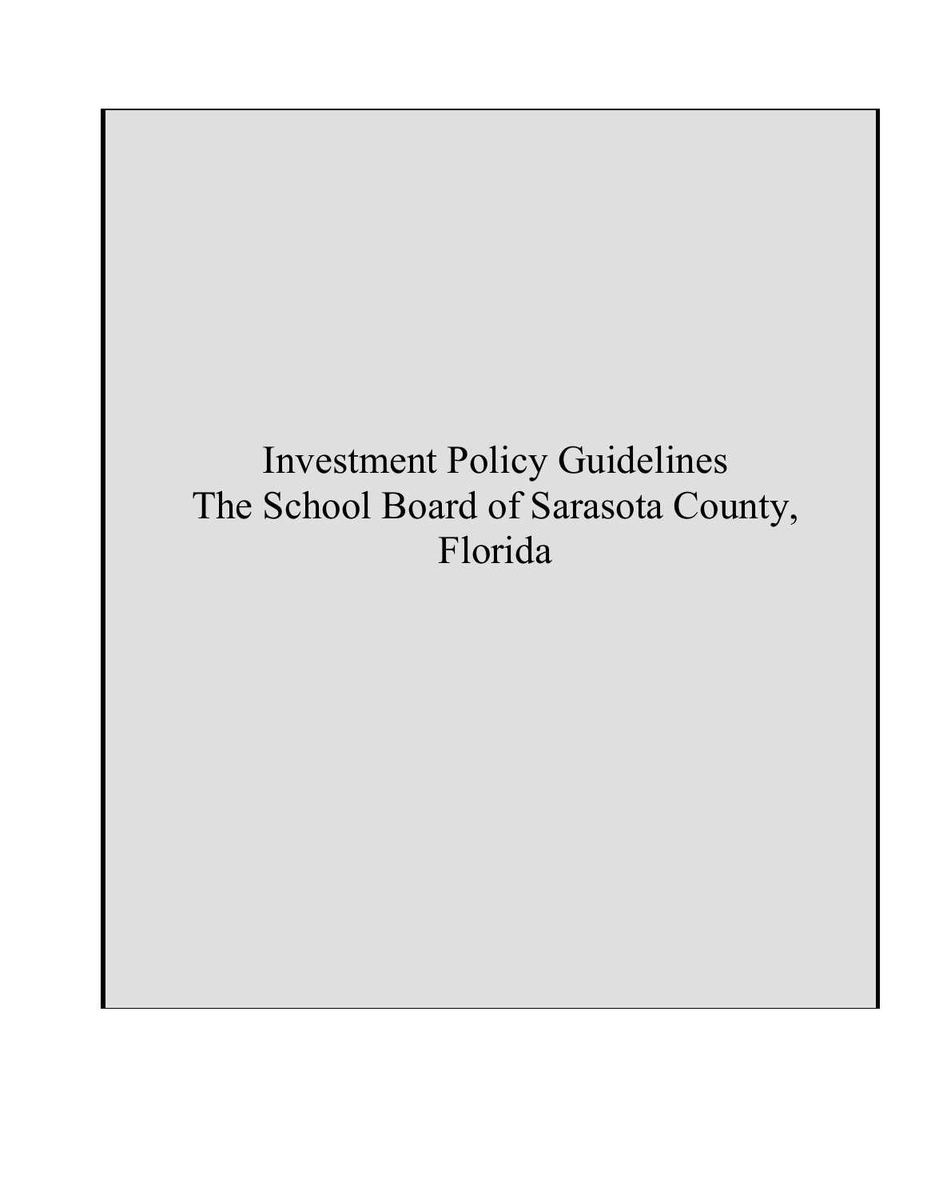# Investment Policy Guidelines
# The School Board of Sarasota County, Florida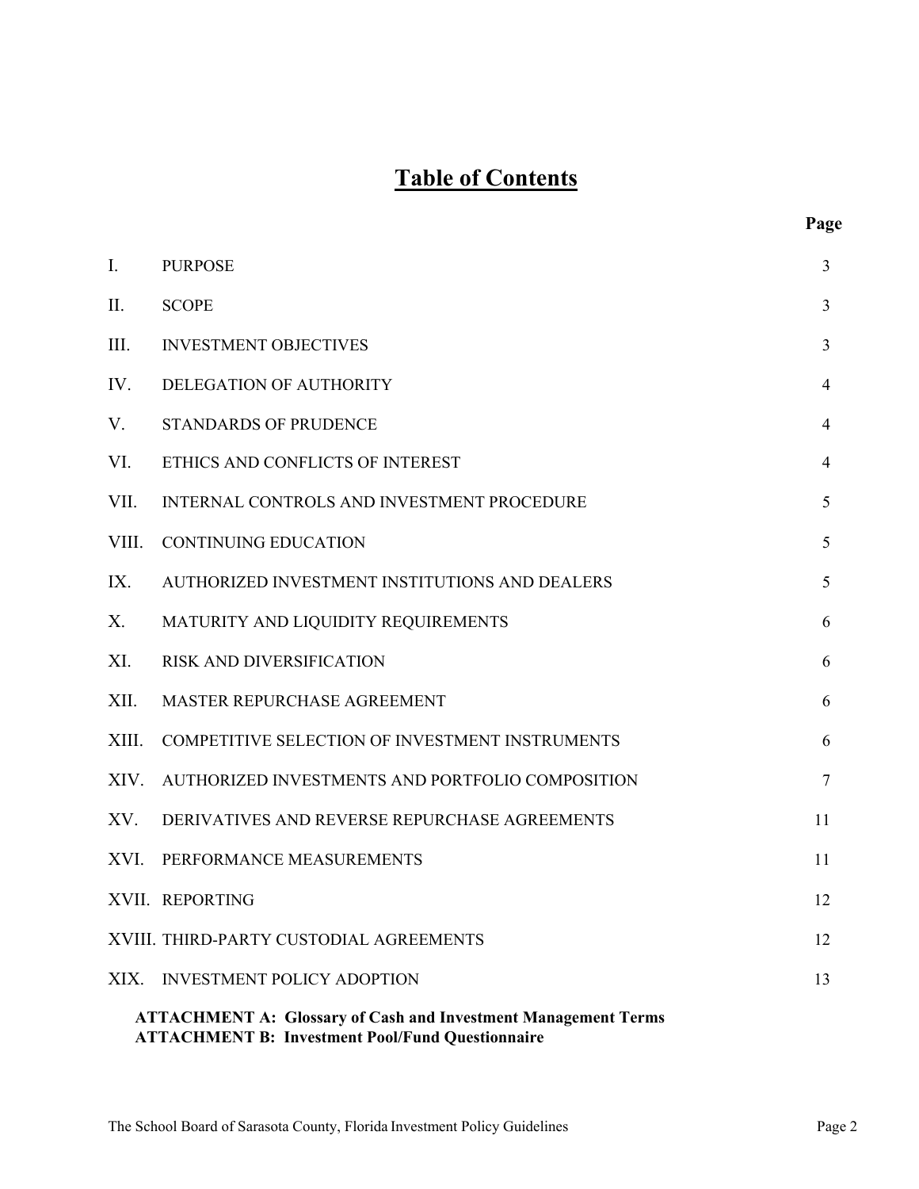# Table of Contents

| | | Page |
|---|---|---|
| I. | PURPOSE | 3 |
| II. | SCOPE | 3 |
| III. | INVESTMENT OBJECTIVES | 3 |
| IV. | DELEGATION OF AUTHORITY | 4 |
| V. | STANDARDS OF PRUDENCE | 4 |
| VI. | ETHICS AND CONFLICTS OF INTEREST | 4 |
| VII. | INTERNAL CONTROLS AND INVESTMENT PROCEDURE | 5 |
| VIII. | CONTINUING EDUCATION | 5 |
| IX. | AUTHORIZED INVESTMENT INSTITUTIONS AND DEALERS | 5 |
| X. | MATURITY AND LIQUIDITY REQUIREMENTS | 6 |
| XI. | RISK AND DIVERSIFICATION | 6 |
| XII. | MASTER REPURCHASE AGREEMENT | 6 |
| XIII. | COMPETITIVE SELECTION OF INVESTMENT INSTRUMENTS | 6 |
| XIV. | AUTHORIZED INVESTMENTS AND PORTFOLIO COMPOSITION | 7 |
| XV. | DERIVATIVES AND REVERSE REPURCHASE AGREEMENTS | 11 |
| XVI. | PERFORMANCE MEASUREMENTS | 11 |
| XVII. | REPORTING | 12 |
| XVIII. | THIRD-PARTY CUSTODIAL AGREEMENTS | 12 |
| XIX. | INVESTMENT POLICY ADOPTION | 13 |

**ATTACHMENT A: Glossary of Cash and Investment Management Terms**
**ATTACHMENT B: Investment Pool/Fund Questionnaire**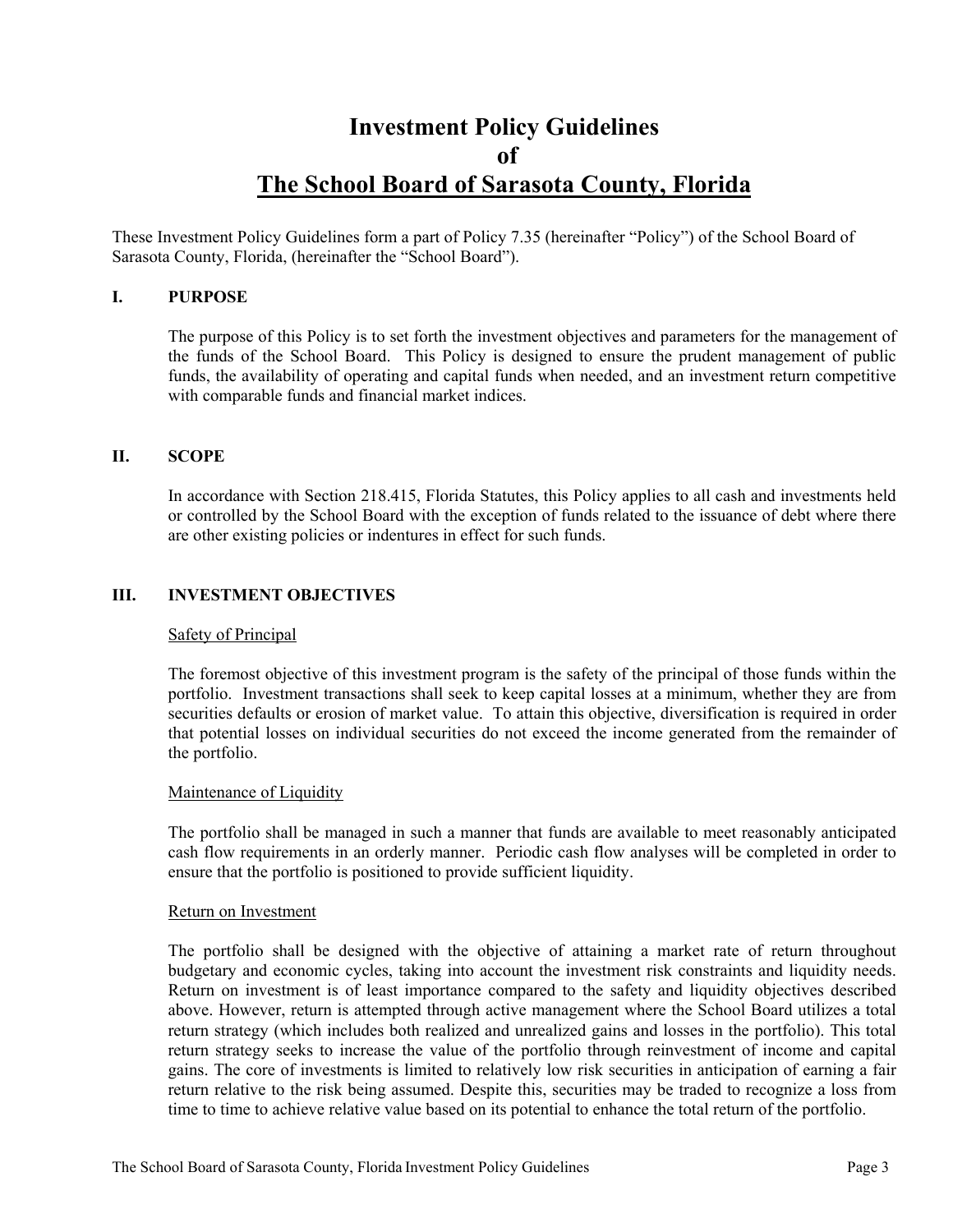# Investment Policy Guidelines
# of
# The School Board of Sarasota County, Florida

These Investment Policy Guidelines form a part of Policy 7.35 (hereinafter "Policy") of the School Board of Sarasota County, Florida, (hereinafter the "School Board").

## I. PURPOSE

The purpose of this Policy is to set forth the investment objectives and parameters for the management of the funds of the School Board. This Policy is designed to ensure the prudent management of public funds, the availability of operating and capital funds when needed, and an investment return competitive with comparable funds and financial market indices.

## II. SCOPE

In accordance with Section 218.415, Florida Statutes, this Policy applies to all cash and investments held or controlled by the School Board with the exception of funds related to the issuance of debt where there are other existing policies or indentures in effect for such funds.

## III. INVESTMENT OBJECTIVES

### Safety of Principal

The foremost objective of this investment program is the safety of the principal of those funds within the portfolio. Investment transactions shall seek to keep capital losses at a minimum, whether they are from securities defaults or erosion of market value. To attain this objective, diversification is required in order that potential losses on individual securities do not exceed the income generated from the remainder of the portfolio.

### Maintenance of Liquidity

The portfolio shall be managed in such a manner that funds are available to meet reasonably anticipated cash flow requirements in an orderly manner. Periodic cash flow analyses will be completed in order to ensure that the portfolio is positioned to provide sufficient liquidity.

### Return on Investment

The portfolio shall be designed with the objective of attaining a market rate of return throughout budgetary and economic cycles, taking into account the investment risk constraints and liquidity needs. Return on investment is of least importance compared to the safety and liquidity objectives described above. However, return is attempted through active management where the School Board utilizes a total return strategy (which includes both realized and unrealized gains and losses in the portfolio). This total return strategy seeks to increase the value of the portfolio through reinvestment of income and capital gains. The core of investments is limited to relatively low risk securities in anticipation of earning a fair return relative to the risk being assumed. Despite this, securities may be traded to recognize a loss from time to time to achieve relative value based on its potential to enhance the total return of the portfolio.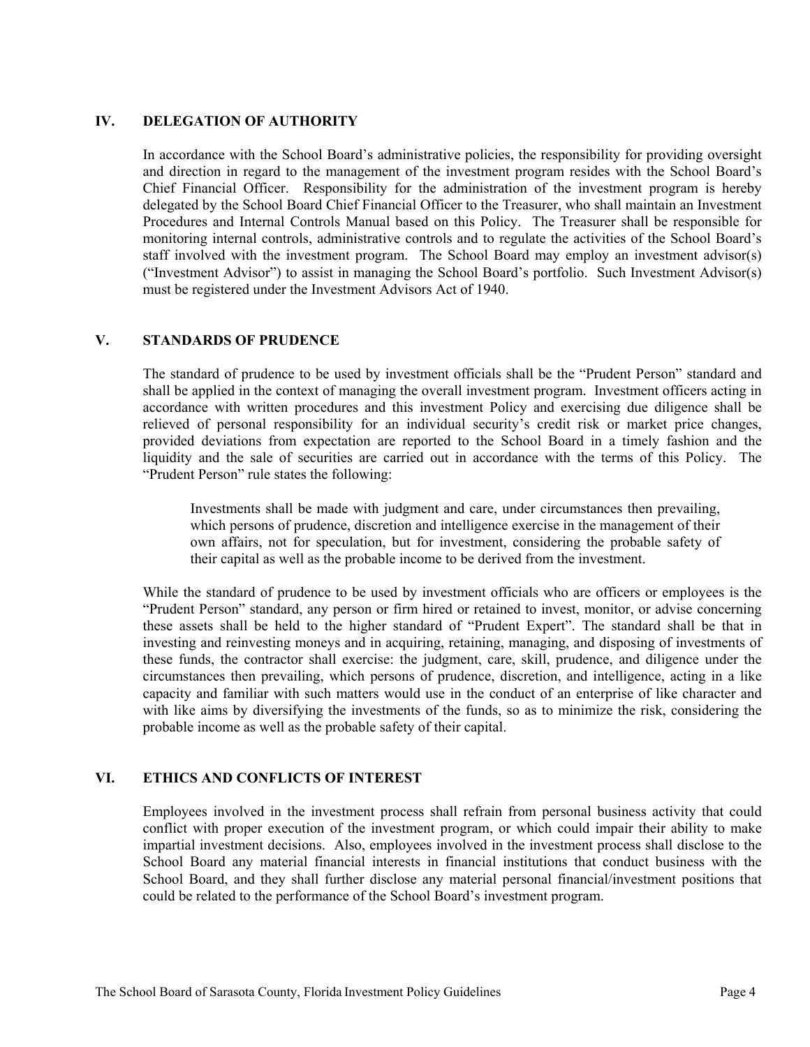## IV. DELEGATION OF AUTHORITY

In accordance with the School Board's administrative policies, the responsibility for providing oversight and direction in regard to the management of the investment program resides with the School Board's Chief Financial Officer. Responsibility for the administration of the investment program is hereby delegated by the School Board Chief Financial Officer to the Treasurer, who shall maintain an Investment Procedures and Internal Controls Manual based on this Policy. The Treasurer shall be responsible for monitoring internal controls, administrative controls and to regulate the activities of the School Board's staff involved with the investment program. The School Board may employ an investment advisor(s) ("Investment Advisor") to assist in managing the School Board's portfolio. Such Investment Advisor(s) must be registered under the Investment Advisors Act of 1940.

## V. STANDARDS OF PRUDENCE

The standard of prudence to be used by investment officials shall be the "Prudent Person" standard and shall be applied in the context of managing the overall investment program. Investment officers acting in accordance with written procedures and this investment Policy and exercising due diligence shall be relieved of personal responsibility for an individual security's credit risk or market price changes, provided deviations from expectation are reported to the School Board in a timely fashion and the liquidity and the sale of securities are carried out in accordance with the terms of this Policy. The "Prudent Person" rule states the following:

> Investments shall be made with judgment and care, under circumstances then prevailing, which persons of prudence, discretion and intelligence exercise in the management of their own affairs, not for speculation, but for investment, considering the probable safety of their capital as well as the probable income to be derived from the investment.

While the standard of prudence to be used by investment officials who are officers or employees is the "Prudent Person" standard, any person or firm hired or retained to invest, monitor, or advise concerning these assets shall be held to the higher standard of "Prudent Expert". The standard shall be that in investing and reinvesting moneys and in acquiring, retaining, managing, and disposing of investments of these funds, the contractor shall exercise: the judgment, care, skill, prudence, and diligence under the circumstances then prevailing, which persons of prudence, discretion, and intelligence, acting in a like capacity and familiar with such matters would use in the conduct of an enterprise of like character and with like aims by diversifying the investments of the funds, so as to minimize the risk, considering the probable income as well as the probable safety of their capital.

## VI. ETHICS AND CONFLICTS OF INTEREST

Employees involved in the investment process shall refrain from personal business activity that could conflict with proper execution of the investment program, or which could impair their ability to make impartial investment decisions. Also, employees involved in the investment process shall disclose to the School Board any material financial interests in financial institutions that conduct business with the School Board, and they shall further disclose any material personal financial/investment positions that could be related to the performance of the School Board's investment program.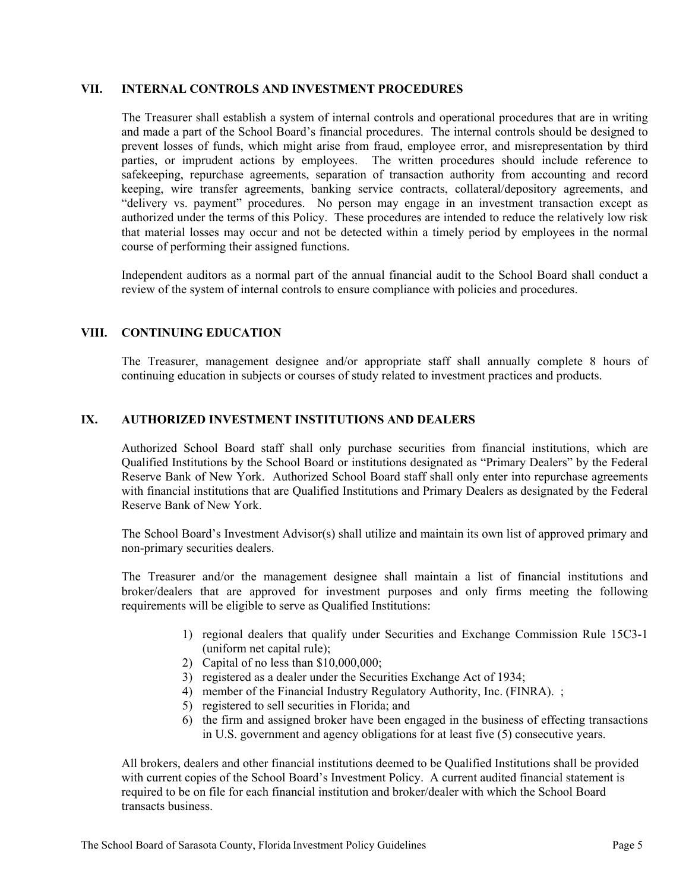## VII. INTERNAL CONTROLS AND INVESTMENT PROCEDURES

The Treasurer shall establish a system of internal controls and operational procedures that are in writing and made a part of the School Board's financial procedures. The internal controls should be designed to prevent losses of funds, which might arise from fraud, employee error, and misrepresentation by third parties, or imprudent actions by employees. The written procedures should include reference to safekeeping, repurchase agreements, separation of transaction authority from accounting and record keeping, wire transfer agreements, banking service contracts, collateral/depository agreements, and "delivery vs. payment" procedures. No person may engage in an investment transaction except as authorized under the terms of this Policy. These procedures are intended to reduce the relatively low risk that material losses may occur and not be detected within a timely period by employees in the normal course of performing their assigned functions.

Independent auditors as a normal part of the annual financial audit to the School Board shall conduct a review of the system of internal controls to ensure compliance with policies and procedures.

## VIII. CONTINUING EDUCATION

The Treasurer, management designee and/or appropriate staff shall annually complete 8 hours of continuing education in subjects or courses of study related to investment practices and products.

## IX. AUTHORIZED INVESTMENT INSTITUTIONS AND DEALERS

Authorized School Board staff shall only purchase securities from financial institutions, which are Qualified Institutions by the School Board or institutions designated as "Primary Dealers" by the Federal Reserve Bank of New York. Authorized School Board staff shall only enter into repurchase agreements with financial institutions that are Qualified Institutions and Primary Dealers as designated by the Federal Reserve Bank of New York.

The School Board's Investment Advisor(s) shall utilize and maintain its own list of approved primary and non-primary securities dealers.

The Treasurer and/or the management designee shall maintain a list of financial institutions and broker/dealers that are approved for investment purposes and only firms meeting the following requirements will be eligible to serve as Qualified Institutions:

1) regional dealers that qualify under Securities and Exchange Commission Rule 15C3-1 (uniform net capital rule);
2) Capital of no less than $10,000,000;
3) registered as a dealer under the Securities Exchange Act of 1934;
4) member of the Financial Industry Regulatory Authority, Inc. (FINRA). ;
5) registered to sell securities in Florida; and
6) the firm and assigned broker have been engaged in the business of effecting transactions in U.S. government and agency obligations for at least five (5) consecutive years.

All brokers, dealers and other financial institutions deemed to be Qualified Institutions shall be provided with current copies of the School Board's Investment Policy. A current audited financial statement is required to be on file for each financial institution and broker/dealer with which the School Board transacts business.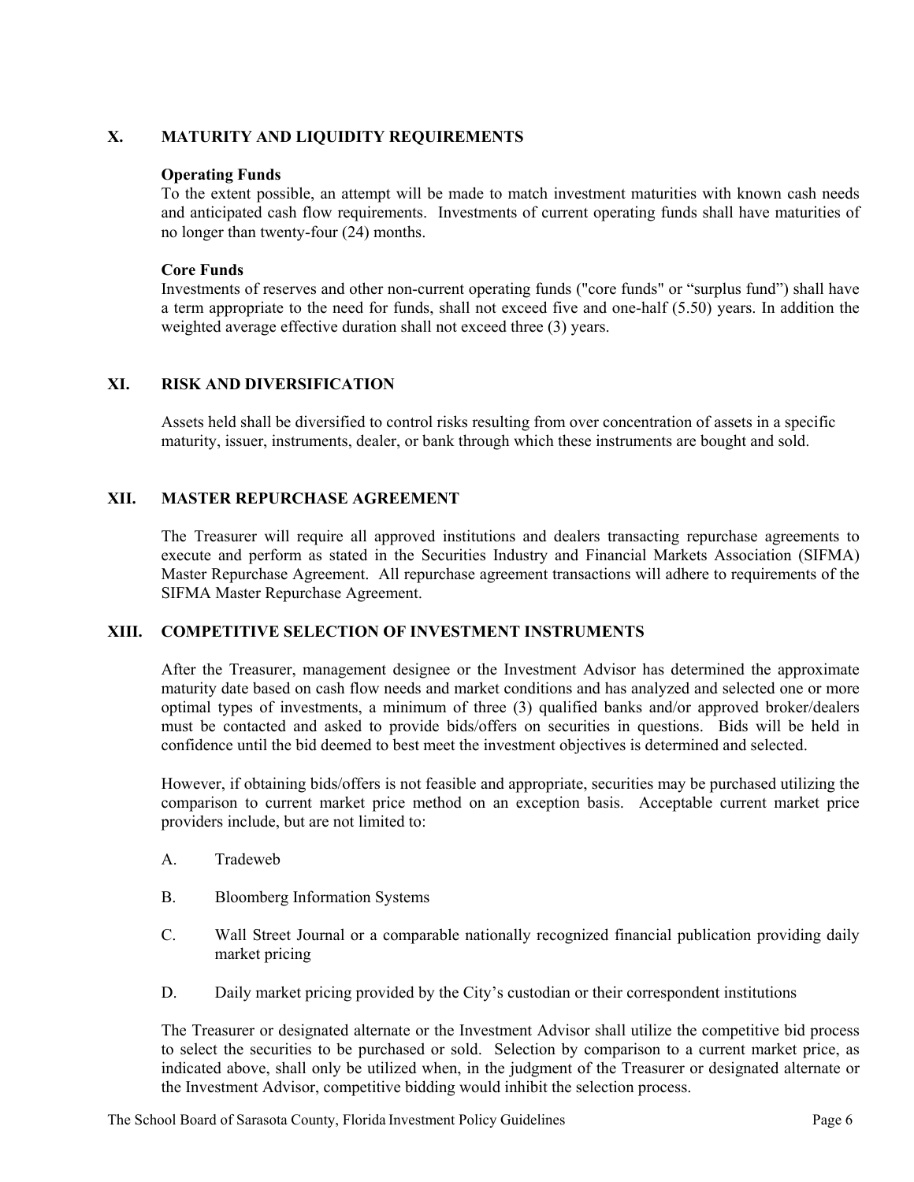## X. MATURITY AND LIQUIDITY REQUIREMENTS

**Operating Funds**
To the extent possible, an attempt will be made to match investment maturities with known cash needs and anticipated cash flow requirements. Investments of current operating funds shall have maturities of no longer than twenty-four (24) months.

**Core Funds**
Investments of reserves and other non-current operating funds ("core funds" or "surplus fund") shall have a term appropriate to the need for funds, shall not exceed five and one-half (5.50) years. In addition the weighted average effective duration shall not exceed three (3) years.

## XI. RISK AND DIVERSIFICATION

Assets held shall be diversified to control risks resulting from over concentration of assets in a specific maturity, issuer, instruments, dealer, or bank through which these instruments are bought and sold.

## XII. MASTER REPURCHASE AGREEMENT

The Treasurer will require all approved institutions and dealers transacting repurchase agreements to execute and perform as stated in the Securities Industry and Financial Markets Association (SIFMA) Master Repurchase Agreement. All repurchase agreement transactions will adhere to requirements of the SIFMA Master Repurchase Agreement.

## XIII. COMPETITIVE SELECTION OF INVESTMENT INSTRUMENTS

After the Treasurer, management designee or the Investment Advisor has determined the approximate maturity date based on cash flow needs and market conditions and has analyzed and selected one or more optimal types of investments, a minimum of three (3) qualified banks and/or approved broker/dealers must be contacted and asked to provide bids/offers on securities in questions. Bids will be held in confidence until the bid deemed to best meet the investment objectives is determined and selected.

However, if obtaining bids/offers is not feasible and appropriate, securities may be purchased utilizing the comparison to current market price method on an exception basis. Acceptable current market price providers include, but are not limited to:

A. Tradeweb

B. Bloomberg Information Systems

C. Wall Street Journal or a comparable nationally recognized financial publication providing daily market pricing

D. Daily market pricing provided by the City's custodian or their correspondent institutions

The Treasurer or designated alternate or the Investment Advisor shall utilize the competitive bid process to select the securities to be purchased or sold. Selection by comparison to a current market price, as indicated above, shall only be utilized when, in the judgment of the Treasurer or designated alternate or the Investment Advisor, competitive bidding would inhibit the selection process.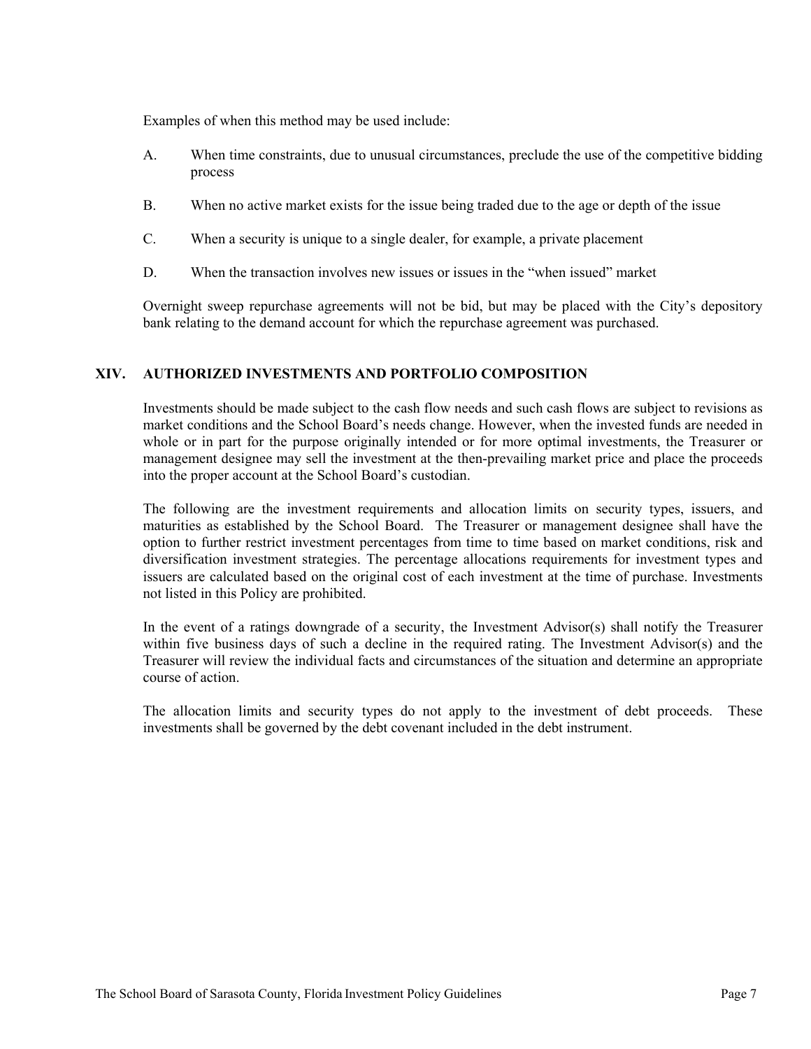Examples of when this method may be used include:

A. When time constraints, due to unusual circumstances, preclude the use of the competitive bidding process

B. When no active market exists for the issue being traded due to the age or depth of the issue

C. When a security is unique to a single dealer, for example, a private placement

D. When the transaction involves new issues or issues in the "when issued" market

Overnight sweep repurchase agreements will not be bid, but may be placed with the City's depository bank relating to the demand account for which the repurchase agreement was purchased.

## XIV. AUTHORIZED INVESTMENTS AND PORTFOLIO COMPOSITION

Investments should be made subject to the cash flow needs and such cash flows are subject to revisions as market conditions and the School Board's needs change. However, when the invested funds are needed in whole or in part for the purpose originally intended or for more optimal investments, the Treasurer or management designee may sell the investment at the then-prevailing market price and place the proceeds into the proper account at the School Board's custodian.

The following are the investment requirements and allocation limits on security types, issuers, and maturities as established by the School Board. The Treasurer or management designee shall have the option to further restrict investment percentages from time to time based on market conditions, risk and diversification investment strategies. The percentage allocations requirements for investment types and issuers are calculated based on the original cost of each investment at the time of purchase. Investments not listed in this Policy are prohibited.

In the event of a ratings downgrade of a security, the Investment Advisor(s) shall notify the Treasurer within five business days of such a decline in the required rating. The Investment Advisor(s) and the Treasurer will review the individual facts and circumstances of the situation and determine an appropriate course of action.

The allocation limits and security types do not apply to the investment of debt proceeds. These investments shall be governed by the debt covenant included in the debt instrument.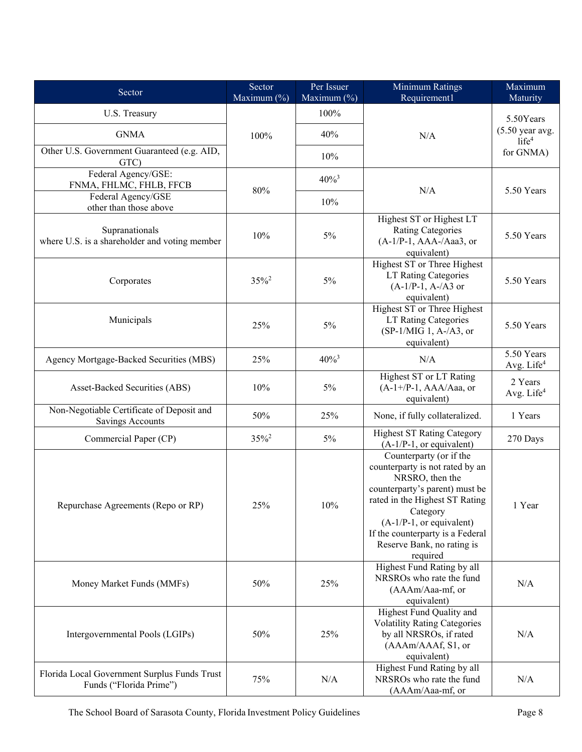| Sector | Sector Maximum (%) | Per Issuer Maximum (%) | Minimum Ratings Requirement1 | Maximum Maturity |
|---|---|---|---|---|
| U.S. Treasury | 100% | 100% | N/A | 5.50Years (5.50 year avg. life[4] for GNMA) |
| GNMA | | 40% | | |
| Other U.S. Government Guaranteed (e.g. AID, GTC) | | 10% | | |
| Federal Agency/GSE: FNMA, FHLMC, FHLB, FFCB | 80% | 40%[3] | N/A | 5.50 Years |
| Federal Agency/GSE other than those above | | 10% | | |
| Supranationals where U.S. is a shareholder and voting member | 10% | 5% | Highest ST or Highest LT Rating Categories (A-1/P-1, AAA-/Aaa3, or equivalent) | 5.50 Years |
| Corporates | 35%[2] | 5% | Highest ST or Three Highest LT Rating Categories (A-1/P-1, A-/A3 or equivalent) | 5.50 Years |
| Municipals | 25% | 5% | Highest ST or Three Highest LT Rating Categories (SP-1/MIG 1, A-/A3, or equivalent) | 5.50 Years |
| Agency Mortgage-Backed Securities (MBS) | 25% | 40%[3] | N/A | 5.50 Years Avg. Life[4] |
| Asset-Backed Securities (ABS) | 10% | 5% | Highest ST or LT Rating (A-1+/P-1, AAA/Aaa, or equivalent) | 2 Years Avg. Life[4] |
| Non-Negotiable Certificate of Deposit and Savings Accounts | 50% | 25% | None, if fully collateralized. | 1 Years |
| Commercial Paper (CP) | 35%[2] | 5% | Highest ST Rating Category (A-1/P-1, or equivalent) | 270 Days |
| Repurchase Agreements (Repo or RP) | 25% | 10% | Counterparty (or if the counterparty is not rated by an NRSRO, then the counterparty's parent) must be rated in the Highest ST Rating Category (A-1/P-1, or equivalent) If the counterparty is a Federal Reserve Bank, no rating is required | 1 Year |
| Money Market Funds (MMFs) | 50% | 25% | Highest Fund Rating by all NRSROs who rate the fund (AAAm/Aaa-mf, or equivalent) | N/A |
| Intergovernmental Pools (LGIPs) | 50% | 25% | Highest Fund Quality and Volatility Rating Categories by all NRSROs, if rated (AAAm/AAAf, S1, or equivalent) | N/A |
| Florida Local Government Surplus Funds Trust Funds ("Florida Prime") | 75% | N/A | Highest Fund Rating by all NRSROs who rate the fund (AAAm/Aaa-mf, or | N/A |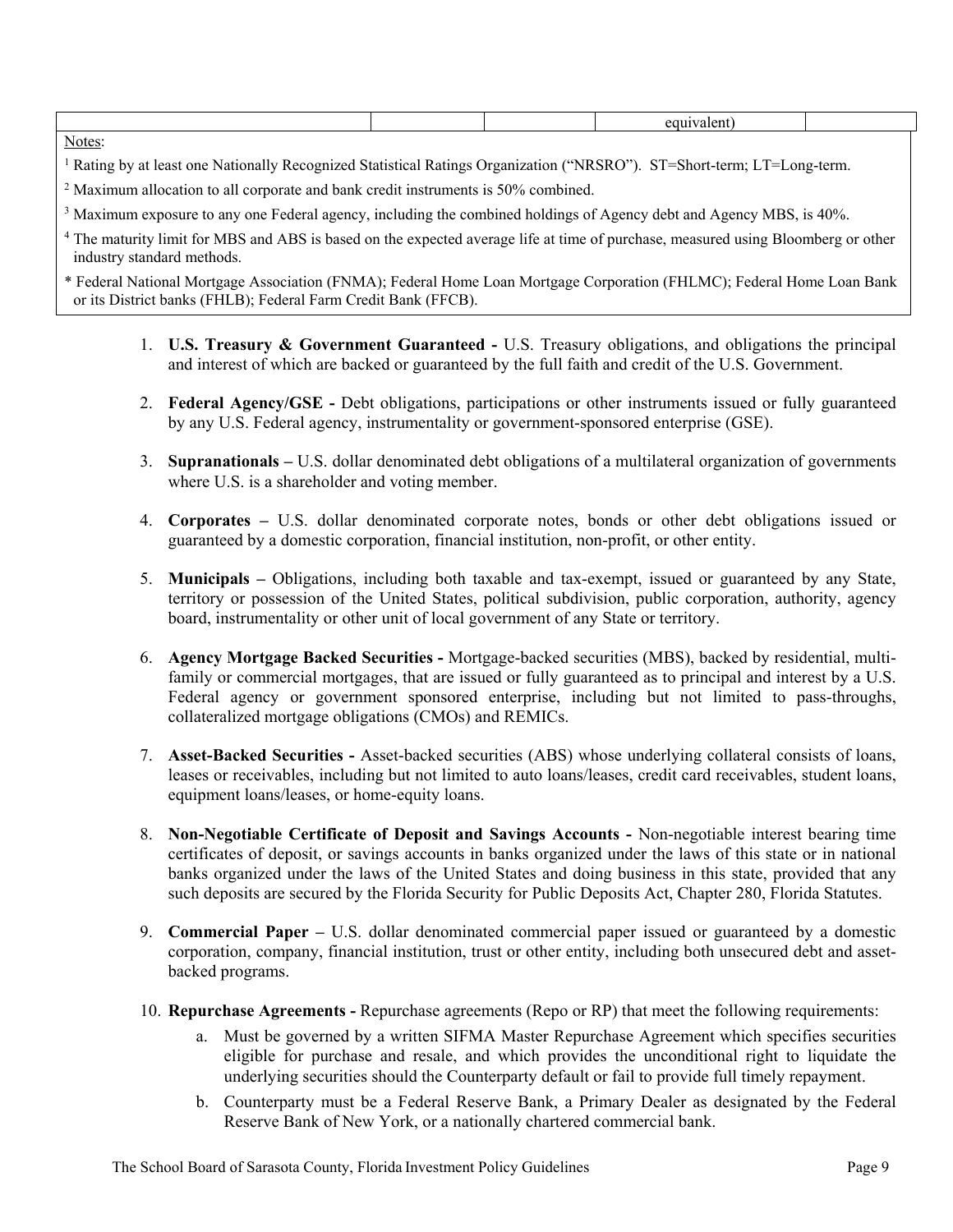| | | | equivalent) | |
|---|---|---|---|---|

Notes:

[1] Rating by at least one Nationally Recognized Statistical Ratings Organization ("NRSRO"). ST=Short-term; LT=Long-term.

[2] Maximum allocation to all corporate and bank credit instruments is 50% combined.

[3] Maximum exposure to any one Federal agency, including the combined holdings of Agency debt and Agency MBS, is 40%.

[4] The maturity limit for MBS and ABS is based on the expected average life at time of purchase, measured using Bloomberg or other industry standard methods.

\* Federal National Mortgage Association (FNMA); Federal Home Loan Mortgage Corporation (FHLMC); Federal Home Loan Bank or its District banks (FHLB); Federal Farm Credit Bank (FFCB).

1. **U.S. Treasury & Government Guaranteed -** U.S. Treasury obligations, and obligations the principal and interest of which are backed or guaranteed by the full faith and credit of the U.S. Government.

2. **Federal Agency/GSE -** Debt obligations, participations or other instruments issued or fully guaranteed by any U.S. Federal agency, instrumentality or government-sponsored enterprise (GSE).

3. **Supranationals –** U.S. dollar denominated debt obligations of a multilateral organization of governments where U.S. is a shareholder and voting member.

4. **Corporates –** U.S. dollar denominated corporate notes, bonds or other debt obligations issued or guaranteed by a domestic corporation, financial institution, non-profit, or other entity.

5. **Municipals –** Obligations, including both taxable and tax-exempt, issued or guaranteed by any State, territory or possession of the United States, political subdivision, public corporation, authority, agency board, instrumentality or other unit of local government of any State or territory.

6. **Agency Mortgage Backed Securities -** Mortgage-backed securities (MBS), backed by residential, multi-family or commercial mortgages, that are issued or fully guaranteed as to principal and interest by a U.S. Federal agency or government sponsored enterprise, including but not limited to pass-throughs, collateralized mortgage obligations (CMOs) and REMICs.

7. **Asset-Backed Securities -** Asset-backed securities (ABS) whose underlying collateral consists of loans, leases or receivables, including but not limited to auto loans/leases, credit card receivables, student loans, equipment loans/leases, or home-equity loans.

8. **Non-Negotiable Certificate of Deposit and Savings Accounts -** Non-negotiable interest bearing time certificates of deposit, or savings accounts in banks organized under the laws of this state or in national banks organized under the laws of the United States and doing business in this state, provided that any such deposits are secured by the Florida Security for Public Deposits Act, Chapter 280, Florida Statutes.

9. **Commercial Paper –** U.S. dollar denominated commercial paper issued or guaranteed by a domestic corporation, company, financial institution, trust or other entity, including both unsecured debt and asset-backed programs.

10. **Repurchase Agreements -** Repurchase agreements (Repo or RP) that meet the following requirements:
    a. Must be governed by a written SIFMA Master Repurchase Agreement which specifies securities eligible for purchase and resale, and which provides the unconditional right to liquidate the underlying securities should the Counterparty default or fail to provide full timely repayment.
    b. Counterparty must be a Federal Reserve Bank, a Primary Dealer as designated by the Federal Reserve Bank of New York, or a nationally chartered commercial bank.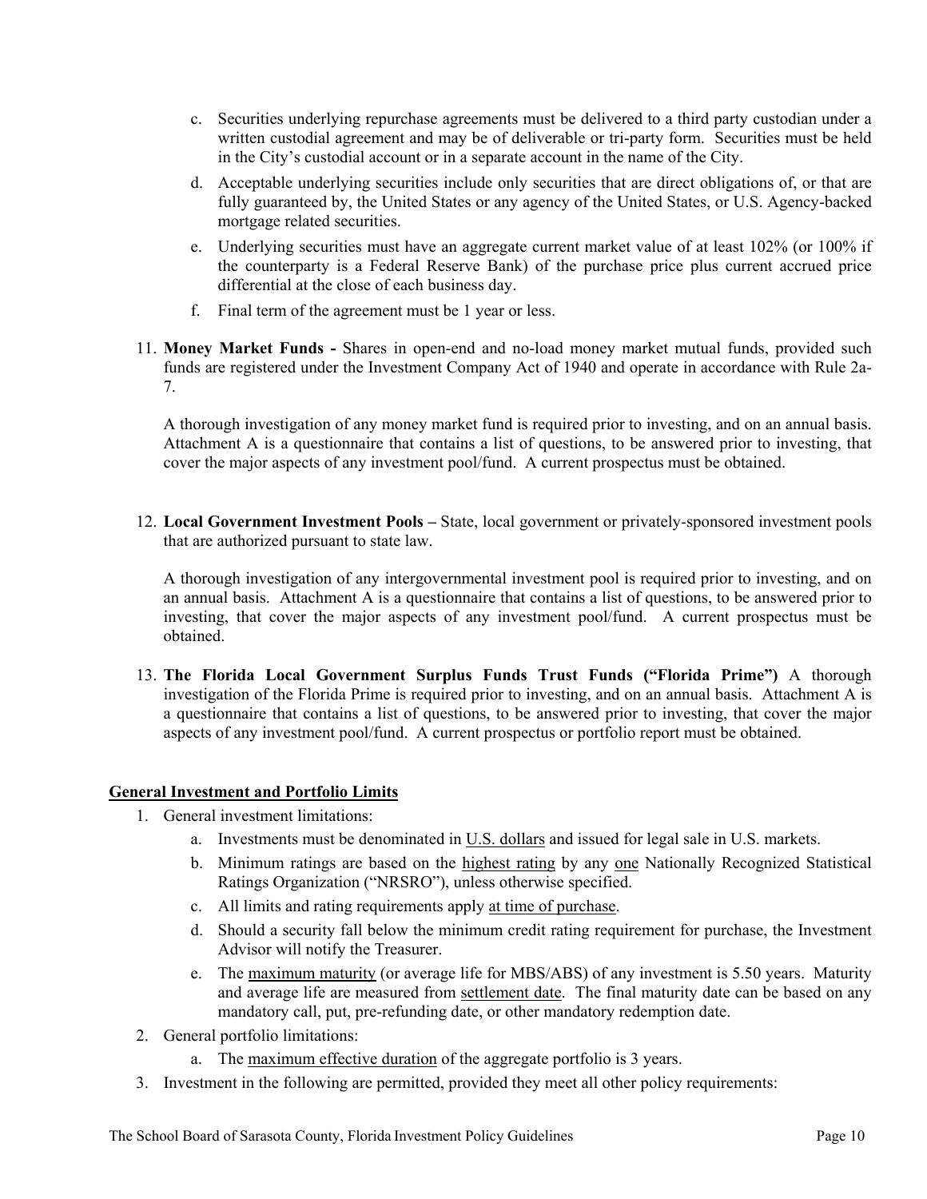c. Securities underlying repurchase agreements must be delivered to a third party custodian under a written custodial agreement and may be of deliverable or tri-party form. Securities must be held in the City's custodial account or in a separate account in the name of the City.

d. Acceptable underlying securities include only securities that are direct obligations of, or that are fully guaranteed by, the United States or any agency of the United States, or U.S. Agency-backed mortgage related securities.

e. Underlying securities must have an aggregate current market value of at least 102% (or 100% if the counterparty is a Federal Reserve Bank) of the purchase price plus current accrued price differential at the close of each business day.

f. Final term of the agreement must be 1 year or less.

11. **Money Market Funds -** Shares in open-end and no-load money market mutual funds, provided such funds are registered under the Investment Company Act of 1940 and operate in accordance with Rule 2a-7.

    A thorough investigation of any money market fund is required prior to investing, and on an annual basis. Attachment A is a questionnaire that contains a list of questions, to be answered prior to investing, that cover the major aspects of any investment pool/fund. A current prospectus must be obtained.

12. **Local Government Investment Pools –** State, local government or privately-sponsored investment pools that are authorized pursuant to state law.

    A thorough investigation of any intergovernmental investment pool is required prior to investing, and on an annual basis. Attachment A is a questionnaire that contains a list of questions, to be answered prior to investing, that cover the major aspects of any investment pool/fund. A current prospectus must be obtained.

13. **The Florida Local Government Surplus Funds Trust Funds ("Florida Prime")** A thorough investigation of the Florida Prime is required prior to investing, and on an annual basis. Attachment A is a questionnaire that contains a list of questions, to be answered prior to investing, that cover the major aspects of any investment pool/fund. A current prospectus or portfolio report must be obtained.

## General Investment and Portfolio Limits

1. General investment limitations:
   a. Investments must be denominated in U.S. dollars and issued for legal sale in U.S. markets.
   b. Minimum ratings are based on the highest rating by any one Nationally Recognized Statistical Ratings Organization ("NRSRO"), unless otherwise specified.
   c. All limits and rating requirements apply at time of purchase.
   d. Should a security fall below the minimum credit rating requirement for purchase, the Investment Advisor will notify the Treasurer.
   e. The maximum maturity (or average life for MBS/ABS) of any investment is 5.50 years. Maturity and average life are measured from settlement date. The final maturity date can be based on any mandatory call, put, pre-refunding date, or other mandatory redemption date.
2. General portfolio limitations:
   a. The maximum effective duration of the aggregate portfolio is 3 years.
3. Investment in the following are permitted, provided they meet all other policy requirements: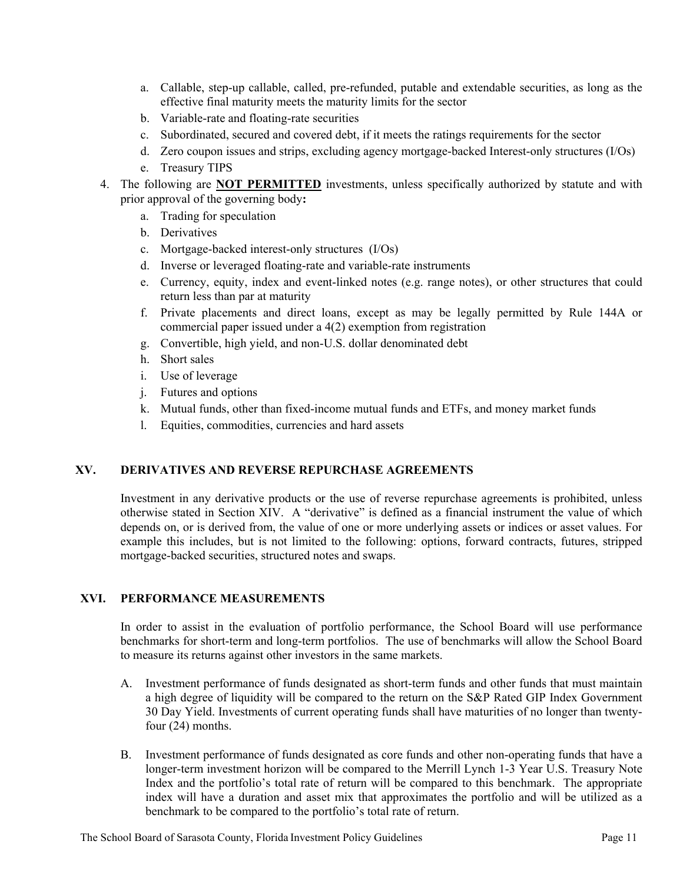a. Callable, step-up callable, called, pre-refunded, putable and extendable securities, as long as the effective final maturity meets the maturity limits for the sector
b. Variable-rate and floating-rate securities
c. Subordinated, secured and covered debt, if it meets the ratings requirements for the sector
d. Zero coupon issues and strips, excluding agency mortgage-backed Interest-only structures (I/Os)
e. Treasury TIPS

4. The following are **NOT PERMITTED** investments, unless specifically authorized by statute and with prior approval of the governing body**:**
   a. Trading for speculation
   b. Derivatives
   c. Mortgage-backed interest-only structures (I/Os)
   d. Inverse or leveraged floating-rate and variable-rate instruments
   e. Currency, equity, index and event-linked notes (e.g. range notes), or other structures that could return less than par at maturity
   f. Private placements and direct loans, except as may be legally permitted by Rule 144A or commercial paper issued under a 4(2) exemption from registration
   g. Convertible, high yield, and non-U.S. dollar denominated debt
   h. Short sales
   i. Use of leverage
   j. Futures and options
   k. Mutual funds, other than fixed-income mutual funds and ETFs, and money market funds
   l. Equities, commodities, currencies and hard assets

## XV. DERIVATIVES AND REVERSE REPURCHASE AGREEMENTS

Investment in any derivative products or the use of reverse repurchase agreements is prohibited, unless otherwise stated in Section XIV. A "derivative" is defined as a financial instrument the value of which depends on, or is derived from, the value of one or more underlying assets or indices or asset values. For example this includes, but is not limited to the following: options, forward contracts, futures, stripped mortgage-backed securities, structured notes and swaps.

## XVI. PERFORMANCE MEASUREMENTS

In order to assist in the evaluation of portfolio performance, the School Board will use performance benchmarks for short-term and long-term portfolios. The use of benchmarks will allow the School Board to measure its returns against other investors in the same markets.

A. Investment performance of funds designated as short-term funds and other funds that must maintain a high degree of liquidity will be compared to the return on the S&P Rated GIP Index Government 30 Day Yield. Investments of current operating funds shall have maturities of no longer than twenty-four (24) months.

B. Investment performance of funds designated as core funds and other non-operating funds that have a longer-term investment horizon will be compared to the Merrill Lynch 1-3 Year U.S. Treasury Note Index and the portfolio's total rate of return will be compared to this benchmark. The appropriate index will have a duration and asset mix that approximates the portfolio and will be utilized as a benchmark to be compared to the portfolio's total rate of return.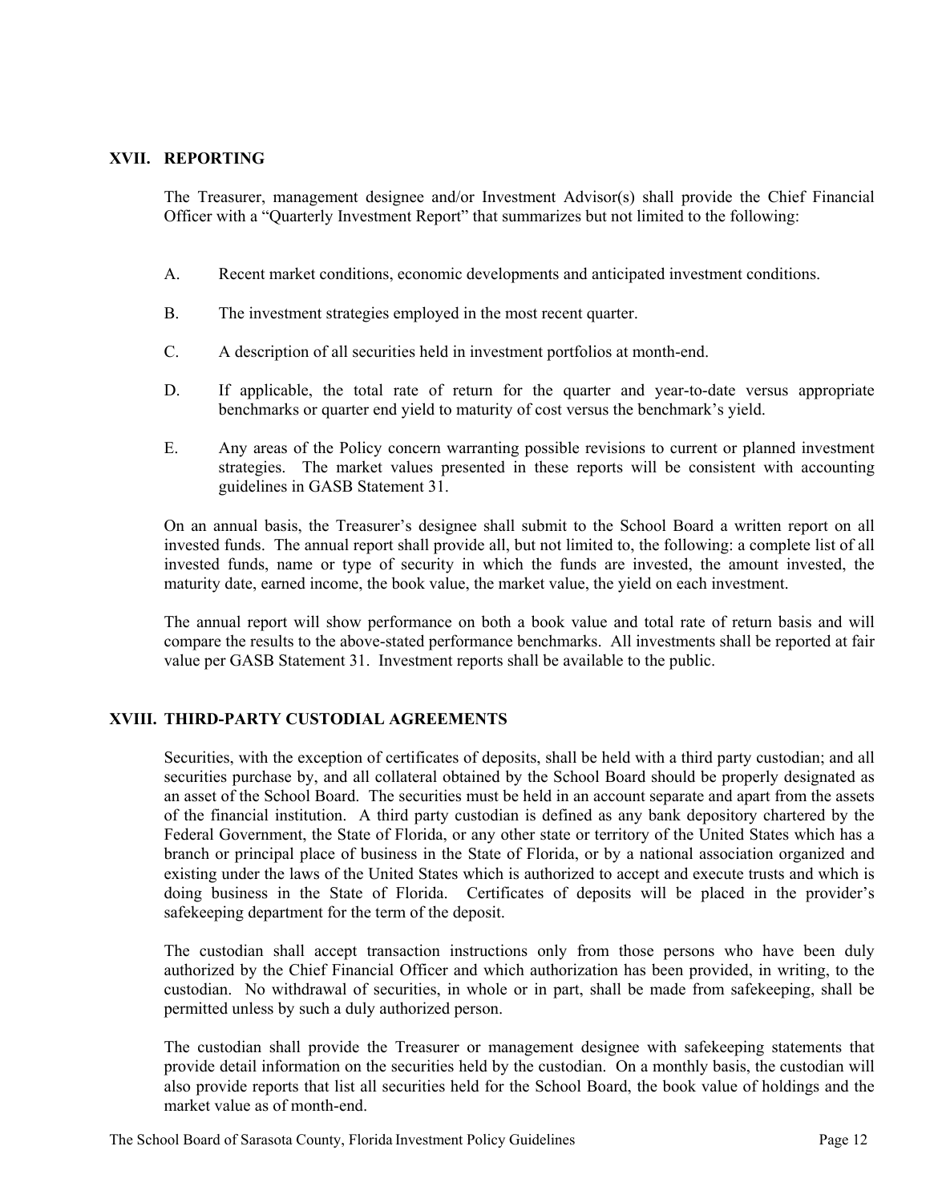## XVII. REPORTING

The Treasurer, management designee and/or Investment Advisor(s) shall provide the Chief Financial Officer with a "Quarterly Investment Report" that summarizes but not limited to the following:

A. Recent market conditions, economic developments and anticipated investment conditions.

B. The investment strategies employed in the most recent quarter.

C. A description of all securities held in investment portfolios at month-end.

D. If applicable, the total rate of return for the quarter and year-to-date versus appropriate benchmarks or quarter end yield to maturity of cost versus the benchmark's yield.

E. Any areas of the Policy concern warranting possible revisions to current or planned investment strategies. The market values presented in these reports will be consistent with accounting guidelines in GASB Statement 31.

On an annual basis, the Treasurer's designee shall submit to the School Board a written report on all invested funds. The annual report shall provide all, but not limited to, the following: a complete list of all invested funds, name or type of security in which the funds are invested, the amount invested, the maturity date, earned income, the book value, the market value, the yield on each investment.

The annual report will show performance on both a book value and total rate of return basis and will compare the results to the above-stated performance benchmarks. All investments shall be reported at fair value per GASB Statement 31. Investment reports shall be available to the public.

## XVIII. THIRD-PARTY CUSTODIAL AGREEMENTS

Securities, with the exception of certificates of deposits, shall be held with a third party custodian; and all securities purchase by, and all collateral obtained by the School Board should be properly designated as an asset of the School Board. The securities must be held in an account separate and apart from the assets of the financial institution. A third party custodian is defined as any bank depository chartered by the Federal Government, the State of Florida, or any other state or territory of the United States which has a branch or principal place of business in the State of Florida, or by a national association organized and existing under the laws of the United States which is authorized to accept and execute trusts and which is doing business in the State of Florida. Certificates of deposits will be placed in the provider's safekeeping department for the term of the deposit.

The custodian shall accept transaction instructions only from those persons who have been duly authorized by the Chief Financial Officer and which authorization has been provided, in writing, to the custodian. No withdrawal of securities, in whole or in part, shall be made from safekeeping, shall be permitted unless by such a duly authorized person.

The custodian shall provide the Treasurer or management designee with safekeeping statements that provide detail information on the securities held by the custodian. On a monthly basis, the custodian will also provide reports that list all securities held for the School Board, the book value of holdings and the market value as of month-end.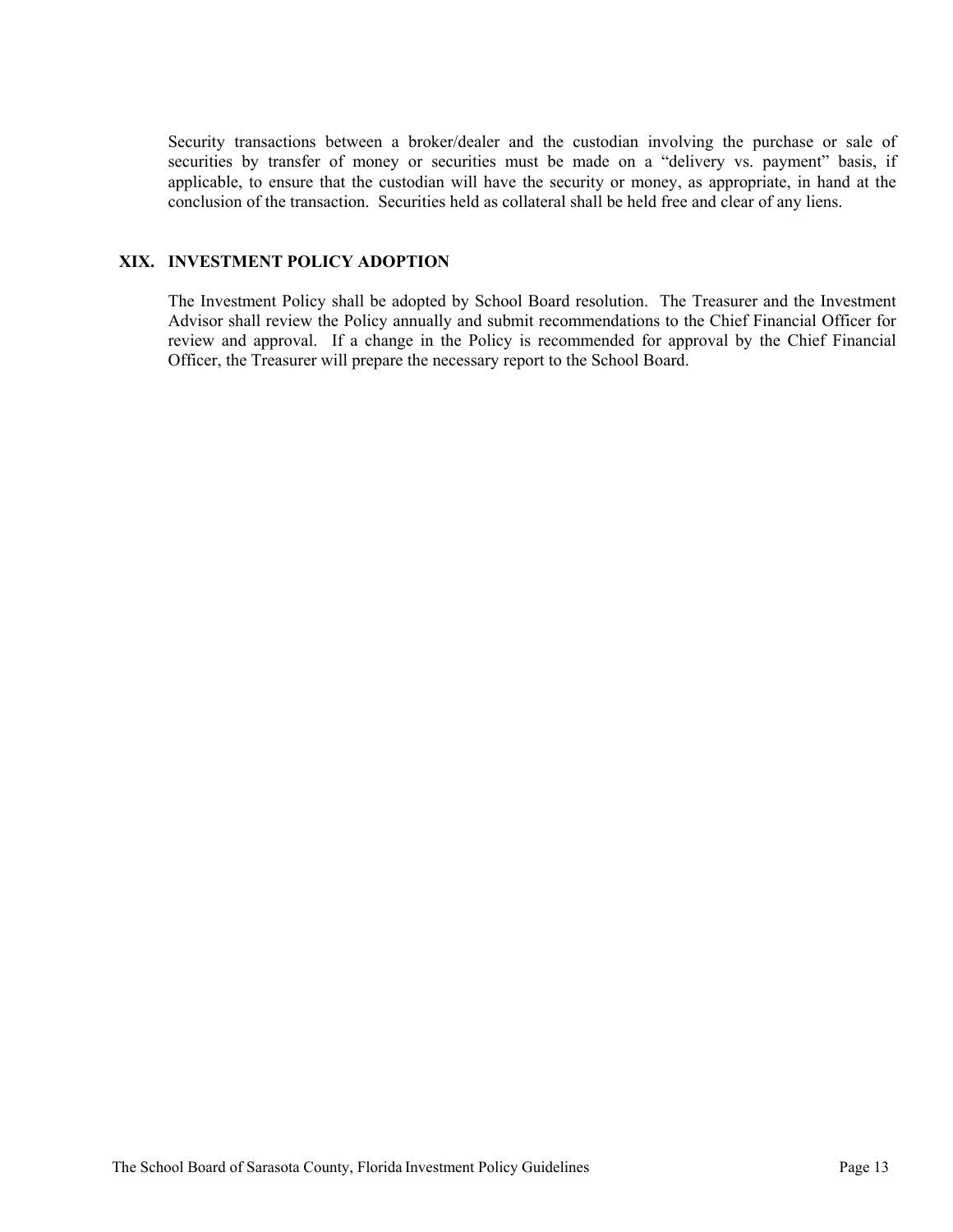Security transactions between a broker/dealer and the custodian involving the purchase or sale of securities by transfer of money or securities must be made on a "delivery vs. payment" basis, if applicable, to ensure that the custodian will have the security or money, as appropriate, in hand at the conclusion of the transaction. Securities held as collateral shall be held free and clear of any liens.

## XIX. INVESTMENT POLICY ADOPTION

The Investment Policy shall be adopted by School Board resolution. The Treasurer and the Investment Advisor shall review the Policy annually and submit recommendations to the Chief Financial Officer for review and approval. If a change in the Policy is recommended for approval by the Chief Financial Officer, the Treasurer will prepare the necessary report to the School Board.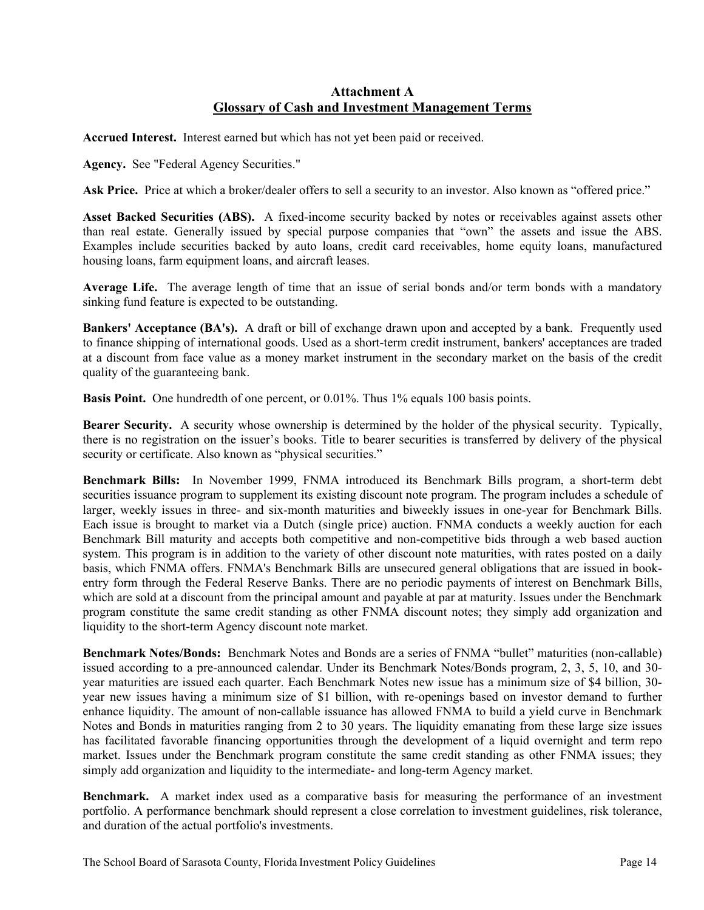## Attachment A
## Glossary of Cash and Investment Management Terms

**Accrued Interest.** Interest earned but which has not yet been paid or received.

**Agency.** See "Federal Agency Securities."

**Ask Price.** Price at which a broker/dealer offers to sell a security to an investor. Also known as "offered price."

**Asset Backed Securities (ABS).** A fixed-income security backed by notes or receivables against assets other than real estate. Generally issued by special purpose companies that "own" the assets and issue the ABS. Examples include securities backed by auto loans, credit card receivables, home equity loans, manufactured housing loans, farm equipment loans, and aircraft leases.

**Average Life.** The average length of time that an issue of serial bonds and/or term bonds with a mandatory sinking fund feature is expected to be outstanding.

**Bankers' Acceptance (BA's).** A draft or bill of exchange drawn upon and accepted by a bank. Frequently used to finance shipping of international goods. Used as a short-term credit instrument, bankers' acceptances are traded at a discount from face value as a money market instrument in the secondary market on the basis of the credit quality of the guaranteeing bank.

**Basis Point.** One hundredth of one percent, or 0.01%. Thus 1% equals 100 basis points.

**Bearer Security.** A security whose ownership is determined by the holder of the physical security. Typically, there is no registration on the issuer's books. Title to bearer securities is transferred by delivery of the physical security or certificate. Also known as "physical securities."

**Benchmark Bills:** In November 1999, FNMA introduced its Benchmark Bills program, a short-term debt securities issuance program to supplement its existing discount note program. The program includes a schedule of larger, weekly issues in three- and six-month maturities and biweekly issues in one-year for Benchmark Bills. Each issue is brought to market via a Dutch (single price) auction. FNMA conducts a weekly auction for each Benchmark Bill maturity and accepts both competitive and non-competitive bids through a web based auction system. This program is in addition to the variety of other discount note maturities, with rates posted on a daily basis, which FNMA offers. FNMA's Benchmark Bills are unsecured general obligations that are issued in book-entry form through the Federal Reserve Banks. There are no periodic payments of interest on Benchmark Bills, which are sold at a discount from the principal amount and payable at par at maturity. Issues under the Benchmark program constitute the same credit standing as other FNMA discount notes; they simply add organization and liquidity to the short-term Agency discount note market.

**Benchmark Notes/Bonds:** Benchmark Notes and Bonds are a series of FNMA "bullet" maturities (non-callable) issued according to a pre-announced calendar. Under its Benchmark Notes/Bonds program, 2, 3, 5, 10, and 30-year maturities are issued each quarter. Each Benchmark Notes new issue has a minimum size of $4 billion, 30-year new issues having a minimum size of $1 billion, with re-openings based on investor demand to further enhance liquidity. The amount of non-callable issuance has allowed FNMA to build a yield curve in Benchmark Notes and Bonds in maturities ranging from 2 to 30 years. The liquidity emanating from these large size issues has facilitated favorable financing opportunities through the development of a liquid overnight and term repo market. Issues under the Benchmark program constitute the same credit standing as other FNMA issues; they simply add organization and liquidity to the intermediate- and long-term Agency market.

**Benchmark.** A market index used as a comparative basis for measuring the performance of an investment portfolio. A performance benchmark should represent a close correlation to investment guidelines, risk tolerance, and duration of the actual portfolio's investments.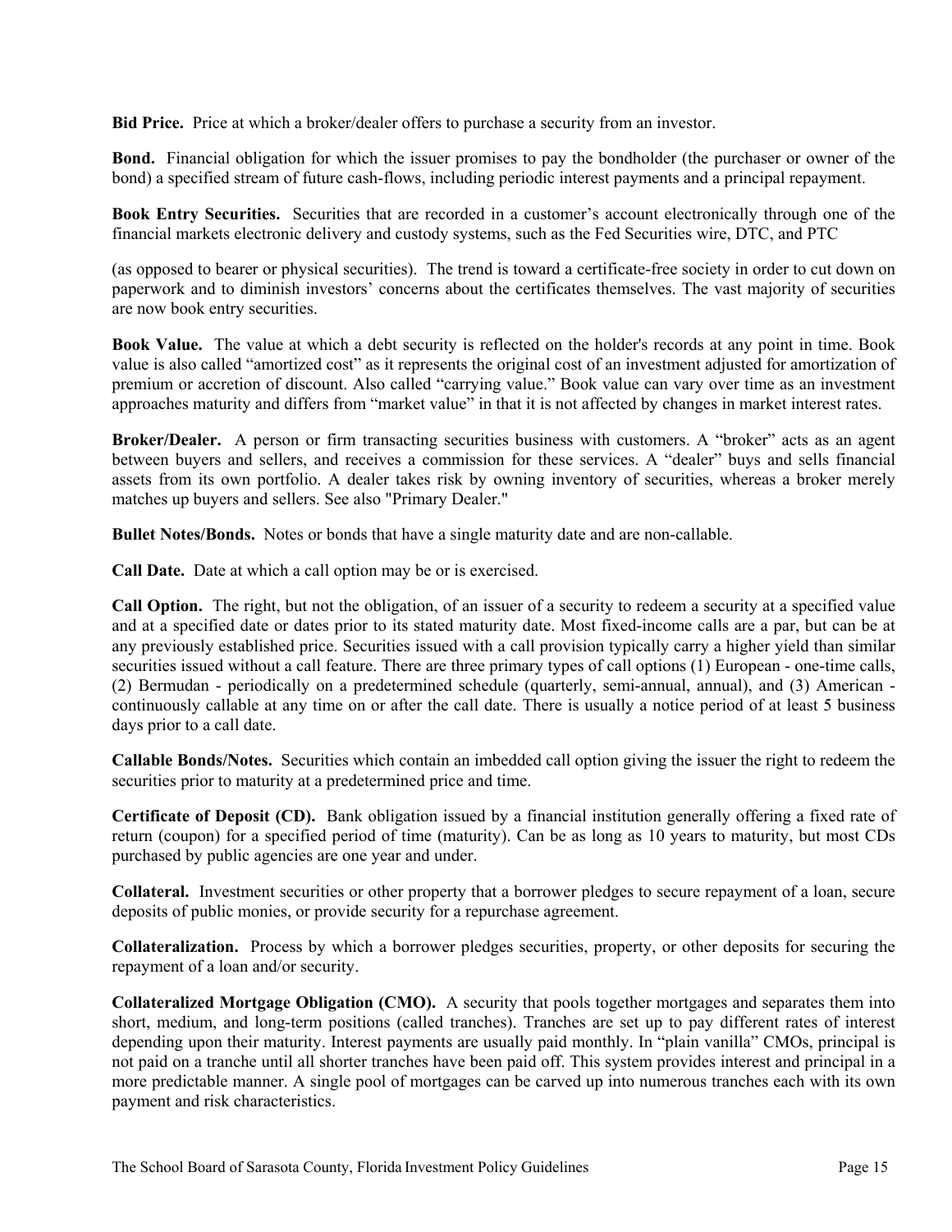**Bid Price.** Price at which a broker/dealer offers to purchase a security from an investor.

**Bond.** Financial obligation for which the issuer promises to pay the bondholder (the purchaser or owner of the bond) a specified stream of future cash-flows, including periodic interest payments and a principal repayment.

**Book Entry Securities.** Securities that are recorded in a customer's account electronically through one of the financial markets electronic delivery and custody systems, such as the Fed Securities wire, DTC, and PTC

(as opposed to bearer or physical securities). The trend is toward a certificate-free society in order to cut down on paperwork and to diminish investors' concerns about the certificates themselves. The vast majority of securities are now book entry securities.

**Book Value.** The value at which a debt security is reflected on the holder's records at any point in time. Book value is also called "amortized cost" as it represents the original cost of an investment adjusted for amortization of premium or accretion of discount. Also called "carrying value." Book value can vary over time as an investment approaches maturity and differs from "market value" in that it is not affected by changes in market interest rates.

**Broker/Dealer.** A person or firm transacting securities business with customers. A "broker" acts as an agent between buyers and sellers, and receives a commission for these services. A "dealer" buys and sells financial assets from its own portfolio. A dealer takes risk by owning inventory of securities, whereas a broker merely matches up buyers and sellers. See also "Primary Dealer."

**Bullet Notes/Bonds.** Notes or bonds that have a single maturity date and are non-callable.

**Call Date.** Date at which a call option may be or is exercised.

**Call Option.** The right, but not the obligation, of an issuer of a security to redeem a security at a specified value and at a specified date or dates prior to its stated maturity date. Most fixed-income calls are a par, but can be at any previously established price. Securities issued with a call provision typically carry a higher yield than similar securities issued without a call feature. There are three primary types of call options (1) European - one-time calls, (2) Bermudan - periodically on a predetermined schedule (quarterly, semi-annual, annual), and (3) American - continuously callable at any time on or after the call date. There is usually a notice period of at least 5 business days prior to a call date.

**Callable Bonds/Notes.** Securities which contain an imbedded call option giving the issuer the right to redeem the securities prior to maturity at a predetermined price and time.

**Certificate of Deposit (CD).** Bank obligation issued by a financial institution generally offering a fixed rate of return (coupon) for a specified period of time (maturity). Can be as long as 10 years to maturity, but most CDs purchased by public agencies are one year and under.

**Collateral.** Investment securities or other property that a borrower pledges to secure repayment of a loan, secure deposits of public monies, or provide security for a repurchase agreement.

**Collateralization.** Process by which a borrower pledges securities, property, or other deposits for securing the repayment of a loan and/or security.

**Collateralized Mortgage Obligation (CMO).** A security that pools together mortgages and separates them into short, medium, and long-term positions (called tranches). Tranches are set up to pay different rates of interest depending upon their maturity. Interest payments are usually paid monthly. In "plain vanilla" CMOs, principal is not paid on a tranche until all shorter tranches have been paid off. This system provides interest and principal in a more predictable manner. A single pool of mortgages can be carved up into numerous tranches each with its own payment and risk characteristics.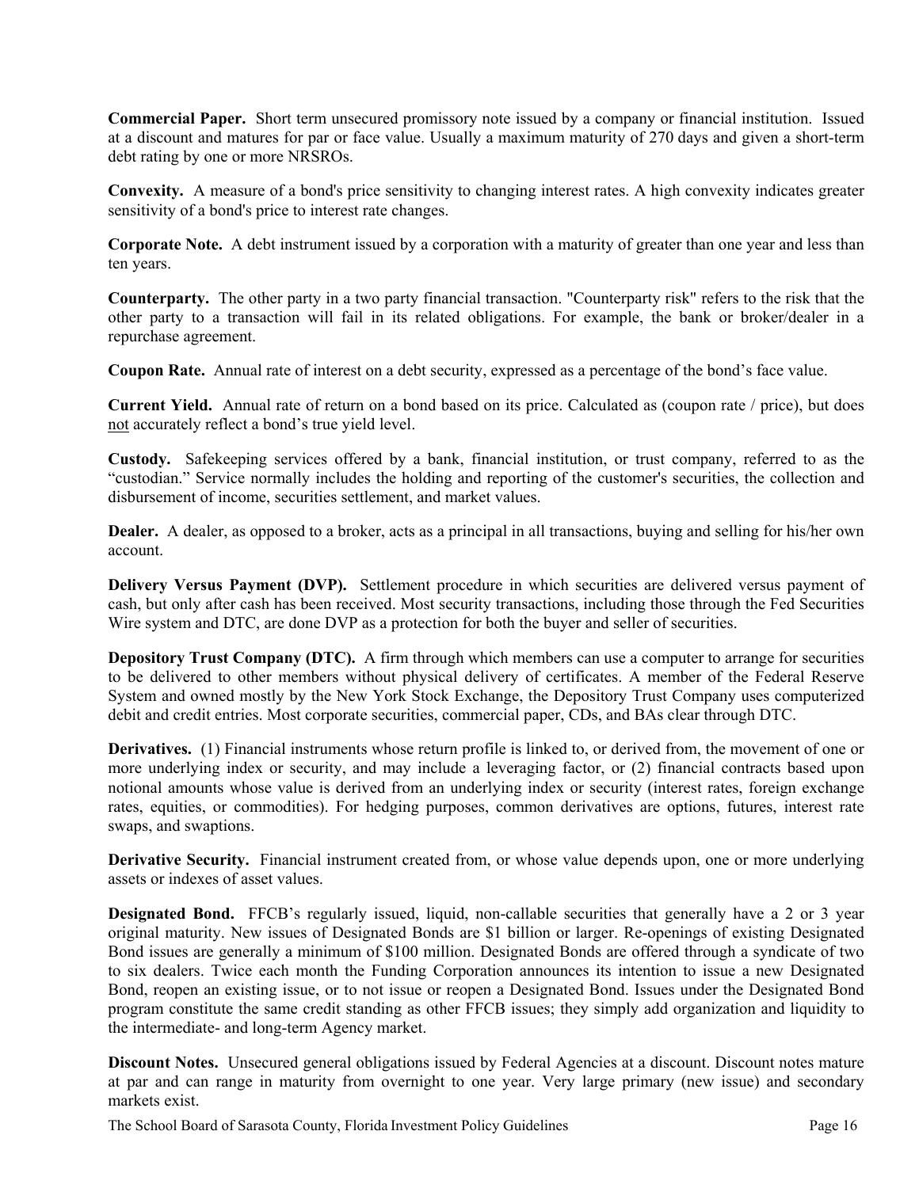**Commercial Paper.** Short term unsecured promissory note issued by a company or financial institution. Issued at a discount and matures for par or face value. Usually a maximum maturity of 270 days and given a short-term debt rating by one or more NRSROs.

**Convexity.** A measure of a bond's price sensitivity to changing interest rates. A high convexity indicates greater sensitivity of a bond's price to interest rate changes.

**Corporate Note.** A debt instrument issued by a corporation with a maturity of greater than one year and less than ten years.

**Counterparty.** The other party in a two party financial transaction. "Counterparty risk" refers to the risk that the other party to a transaction will fail in its related obligations. For example, the bank or broker/dealer in a repurchase agreement.

**Coupon Rate.** Annual rate of interest on a debt security, expressed as a percentage of the bond's face value.

**Current Yield.** Annual rate of return on a bond based on its price. Calculated as (coupon rate / price), but does <u>not</u> accurately reflect a bond's true yield level.

**Custody.** Safekeeping services offered by a bank, financial institution, or trust company, referred to as the "custodian." Service normally includes the holding and reporting of the customer's securities, the collection and disbursement of income, securities settlement, and market values.

**Dealer.** A dealer, as opposed to a broker, acts as a principal in all transactions, buying and selling for his/her own account.

**Delivery Versus Payment (DVP).** Settlement procedure in which securities are delivered versus payment of cash, but only after cash has been received. Most security transactions, including those through the Fed Securities Wire system and DTC, are done DVP as a protection for both the buyer and seller of securities.

**Depository Trust Company (DTC).** A firm through which members can use a computer to arrange for securities to be delivered to other members without physical delivery of certificates. A member of the Federal Reserve System and owned mostly by the New York Stock Exchange, the Depository Trust Company uses computerized debit and credit entries. Most corporate securities, commercial paper, CDs, and BAs clear through DTC.

**Derivatives.** (1) Financial instruments whose return profile is linked to, or derived from, the movement of one or more underlying index or security, and may include a leveraging factor, or (2) financial contracts based upon notional amounts whose value is derived from an underlying index or security (interest rates, foreign exchange rates, equities, or commodities). For hedging purposes, common derivatives are options, futures, interest rate swaps, and swaptions.

**Derivative Security.** Financial instrument created from, or whose value depends upon, one or more underlying assets or indexes of asset values.

**Designated Bond.** FFCB's regularly issued, liquid, non-callable securities that generally have a 2 or 3 year original maturity. New issues of Designated Bonds are $1 billion or larger. Re-openings of existing Designated Bond issues are generally a minimum of $100 million. Designated Bonds are offered through a syndicate of two to six dealers. Twice each month the Funding Corporation announces its intention to issue a new Designated Bond, reopen an existing issue, or to not issue or reopen a Designated Bond. Issues under the Designated Bond program constitute the same credit standing as other FFCB issues; they simply add organization and liquidity to the intermediate- and long-term Agency market.

**Discount Notes.** Unsecured general obligations issued by Federal Agencies at a discount. Discount notes mature at par and can range in maturity from overnight to one year. Very large primary (new issue) and secondary markets exist.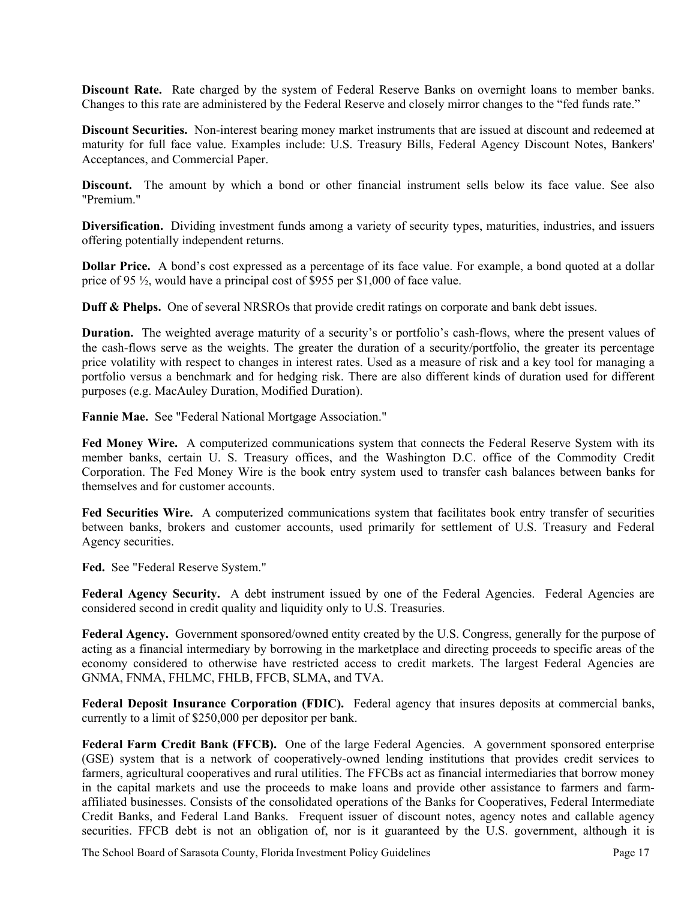**Discount Rate.** Rate charged by the system of Federal Reserve Banks on overnight loans to member banks. Changes to this rate are administered by the Federal Reserve and closely mirror changes to the "fed funds rate."

**Discount Securities.** Non-interest bearing money market instruments that are issued at discount and redeemed at maturity for full face value. Examples include: U.S. Treasury Bills, Federal Agency Discount Notes, Bankers' Acceptances, and Commercial Paper.

**Discount.** The amount by which a bond or other financial instrument sells below its face value. See also "Premium."

**Diversification.** Dividing investment funds among a variety of security types, maturities, industries, and issuers offering potentially independent returns.

**Dollar Price.** A bond's cost expressed as a percentage of its face value. For example, a bond quoted at a dollar price of 95 ½, would have a principal cost of $955 per $1,000 of face value.

**Duff & Phelps.** One of several NRSROs that provide credit ratings on corporate and bank debt issues.

**Duration.** The weighted average maturity of a security's or portfolio's cash-flows, where the present values of the cash-flows serve as the weights. The greater the duration of a security/portfolio, the greater its percentage price volatility with respect to changes in interest rates. Used as a measure of risk and a key tool for managing a portfolio versus a benchmark and for hedging risk. There are also different kinds of duration used for different purposes (e.g. MacAuley Duration, Modified Duration).

**Fannie Mae.** See "Federal National Mortgage Association."

**Fed Money Wire.** A computerized communications system that connects the Federal Reserve System with its member banks, certain U. S. Treasury offices, and the Washington D.C. office of the Commodity Credit Corporation. The Fed Money Wire is the book entry system used to transfer cash balances between banks for themselves and for customer accounts.

**Fed Securities Wire.** A computerized communications system that facilitates book entry transfer of securities between banks, brokers and customer accounts, used primarily for settlement of U.S. Treasury and Federal Agency securities.

**Fed.** See "Federal Reserve System."

**Federal Agency Security.** A debt instrument issued by one of the Federal Agencies. Federal Agencies are considered second in credit quality and liquidity only to U.S. Treasuries.

**Federal Agency.** Government sponsored/owned entity created by the U.S. Congress, generally for the purpose of acting as a financial intermediary by borrowing in the marketplace and directing proceeds to specific areas of the economy considered to otherwise have restricted access to credit markets. The largest Federal Agencies are GNMA, FNMA, FHLMC, FHLB, FFCB, SLMA, and TVA.

**Federal Deposit Insurance Corporation (FDIC).** Federal agency that insures deposits at commercial banks, currently to a limit of $250,000 per depositor per bank.

**Federal Farm Credit Bank (FFCB).** One of the large Federal Agencies. A government sponsored enterprise (GSE) system that is a network of cooperatively-owned lending institutions that provides credit services to farmers, agricultural cooperatives and rural utilities. The FFCBs act as financial intermediaries that borrow money in the capital markets and use the proceeds to make loans and provide other assistance to farmers and farm-affiliated businesses. Consists of the consolidated operations of the Banks for Cooperatives, Federal Intermediate Credit Banks, and Federal Land Banks. Frequent issuer of discount notes, agency notes and callable agency securities. FFCB debt is not an obligation of, nor is it guaranteed by the U.S. government, although it is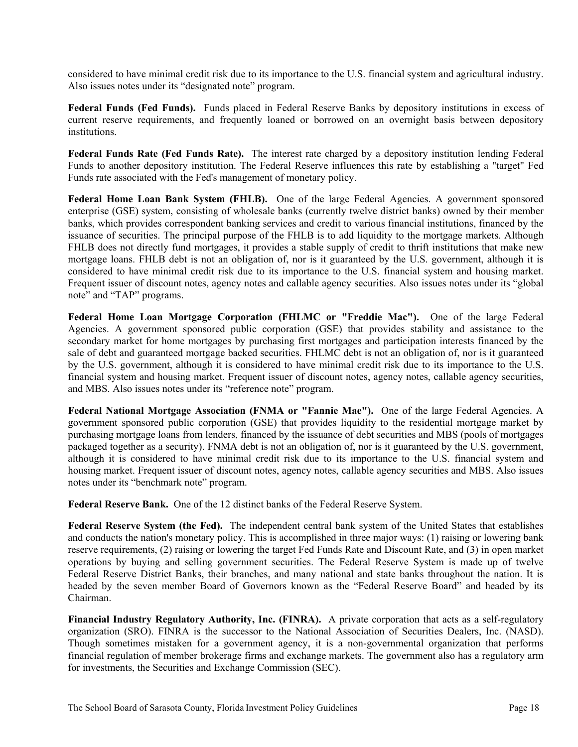considered to have minimal credit risk due to its importance to the U.S. financial system and agricultural industry. Also issues notes under its “designated note” program.

**Federal Funds (Fed Funds).** Funds placed in Federal Reserve Banks by depository institutions in excess of current reserve requirements, and frequently loaned or borrowed on an overnight basis between depository institutions.

**Federal Funds Rate (Fed Funds Rate).** The interest rate charged by a depository institution lending Federal Funds to another depository institution. The Federal Reserve influences this rate by establishing a "target" Fed Funds rate associated with the Fed's management of monetary policy.

**Federal Home Loan Bank System (FHLB).** One of the large Federal Agencies. A government sponsored enterprise (GSE) system, consisting of wholesale banks (currently twelve district banks) owned by their member banks, which provides correspondent banking services and credit to various financial institutions, financed by the issuance of securities. The principal purpose of the FHLB is to add liquidity to the mortgage markets. Although FHLB does not directly fund mortgages, it provides a stable supply of credit to thrift institutions that make new mortgage loans. FHLB debt is not an obligation of, nor is it guaranteed by the U.S. government, although it is considered to have minimal credit risk due to its importance to the U.S. financial system and housing market. Frequent issuer of discount notes, agency notes and callable agency securities. Also issues notes under its “global note” and “TAP” programs.

**Federal Home Loan Mortgage Corporation (FHLMC or "Freddie Mac").** One of the large Federal Agencies. A government sponsored public corporation (GSE) that provides stability and assistance to the secondary market for home mortgages by purchasing first mortgages and participation interests financed by the sale of debt and guaranteed mortgage backed securities. FHLMC debt is not an obligation of, nor is it guaranteed by the U.S. government, although it is considered to have minimal credit risk due to its importance to the U.S. financial system and housing market. Frequent issuer of discount notes, agency notes, callable agency securities, and MBS. Also issues notes under its “reference note” program.

**Federal National Mortgage Association (FNMA or "Fannie Mae").** One of the large Federal Agencies. A government sponsored public corporation (GSE) that provides liquidity to the residential mortgage market by purchasing mortgage loans from lenders, financed by the issuance of debt securities and MBS (pools of mortgages packaged together as a security). FNMA debt is not an obligation of, nor is it guaranteed by the U.S. government, although it is considered to have minimal credit risk due to its importance to the U.S. financial system and housing market. Frequent issuer of discount notes, agency notes, callable agency securities and MBS. Also issues notes under its “benchmark note” program.

**Federal Reserve Bank.** One of the 12 distinct banks of the Federal Reserve System.

**Federal Reserve System (the Fed).** The independent central bank system of the United States that establishes and conducts the nation's monetary policy. This is accomplished in three major ways: (1) raising or lowering bank reserve requirements, (2) raising or lowering the target Fed Funds Rate and Discount Rate, and (3) in open market operations by buying and selling government securities. The Federal Reserve System is made up of twelve Federal Reserve District Banks, their branches, and many national and state banks throughout the nation. It is headed by the seven member Board of Governors known as the “Federal Reserve Board” and headed by its Chairman.

**Financial Industry Regulatory Authority, Inc. (FINRA).** A private corporation that acts as a self-regulatory organization (SRO). FINRA is the successor to the National Association of Securities Dealers, Inc. (NASD). Though sometimes mistaken for a government agency, it is a non-governmental organization that performs financial regulation of member brokerage firms and exchange markets. The government also has a regulatory arm for investments, the Securities and Exchange Commission (SEC).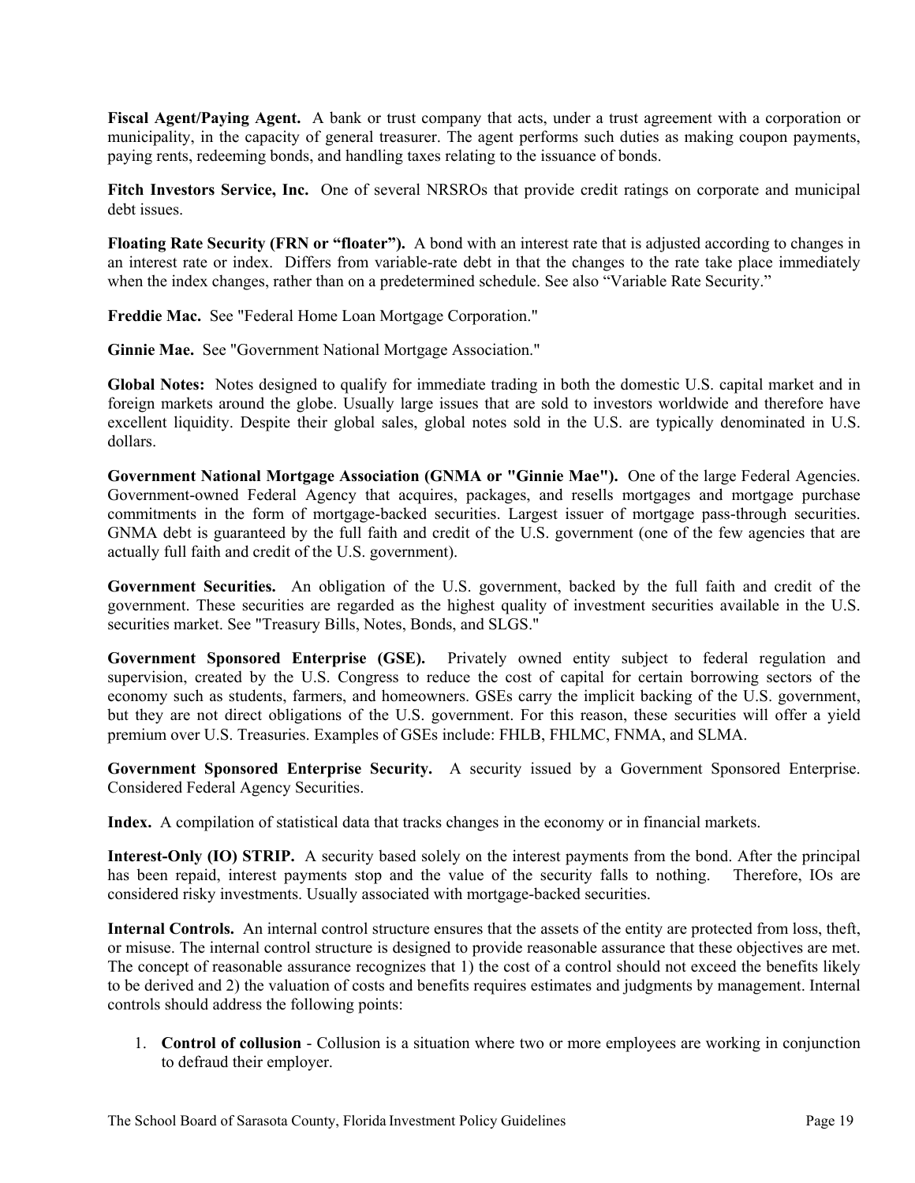**Fiscal Agent/Paying Agent.** A bank or trust company that acts, under a trust agreement with a corporation or municipality, in the capacity of general treasurer. The agent performs such duties as making coupon payments, paying rents, redeeming bonds, and handling taxes relating to the issuance of bonds.

**Fitch Investors Service, Inc.** One of several NRSROs that provide credit ratings on corporate and municipal debt issues.

**Floating Rate Security (FRN or "floater").** A bond with an interest rate that is adjusted according to changes in an interest rate or index. Differs from variable-rate debt in that the changes to the rate take place immediately when the index changes, rather than on a predetermined schedule. See also "Variable Rate Security."

**Freddie Mac.** See "Federal Home Loan Mortgage Corporation."

**Ginnie Mae.** See "Government National Mortgage Association."

**Global Notes:** Notes designed to qualify for immediate trading in both the domestic U.S. capital market and in foreign markets around the globe. Usually large issues that are sold to investors worldwide and therefore have excellent liquidity. Despite their global sales, global notes sold in the U.S. are typically denominated in U.S. dollars.

**Government National Mortgage Association (GNMA or "Ginnie Mae").** One of the large Federal Agencies. Government-owned Federal Agency that acquires, packages, and resells mortgages and mortgage purchase commitments in the form of mortgage-backed securities. Largest issuer of mortgage pass-through securities. GNMA debt is guaranteed by the full faith and credit of the U.S. government (one of the few agencies that are actually full faith and credit of the U.S. government).

**Government Securities.** An obligation of the U.S. government, backed by the full faith and credit of the government. These securities are regarded as the highest quality of investment securities available in the U.S. securities market. See "Treasury Bills, Notes, Bonds, and SLGS."

**Government Sponsored Enterprise (GSE).** Privately owned entity subject to federal regulation and supervision, created by the U.S. Congress to reduce the cost of capital for certain borrowing sectors of the economy such as students, farmers, and homeowners. GSEs carry the implicit backing of the U.S. government, but they are not direct obligations of the U.S. government. For this reason, these securities will offer a yield premium over U.S. Treasuries. Examples of GSEs include: FHLB, FHLMC, FNMA, and SLMA.

**Government Sponsored Enterprise Security.** A security issued by a Government Sponsored Enterprise. Considered Federal Agency Securities.

**Index.** A compilation of statistical data that tracks changes in the economy or in financial markets.

**Interest-Only (IO) STRIP.** A security based solely on the interest payments from the bond. After the principal has been repaid, interest payments stop and the value of the security falls to nothing. Therefore, IOs are considered risky investments. Usually associated with mortgage-backed securities.

**Internal Controls.** An internal control structure ensures that the assets of the entity are protected from loss, theft, or misuse. The internal control structure is designed to provide reasonable assurance that these objectives are met. The concept of reasonable assurance recognizes that 1) the cost of a control should not exceed the benefits likely to be derived and 2) the valuation of costs and benefits requires estimates and judgments by management. Internal controls should address the following points:

1. **Control of collusion** - Collusion is a situation where two or more employees are working in conjunction to defraud their employer.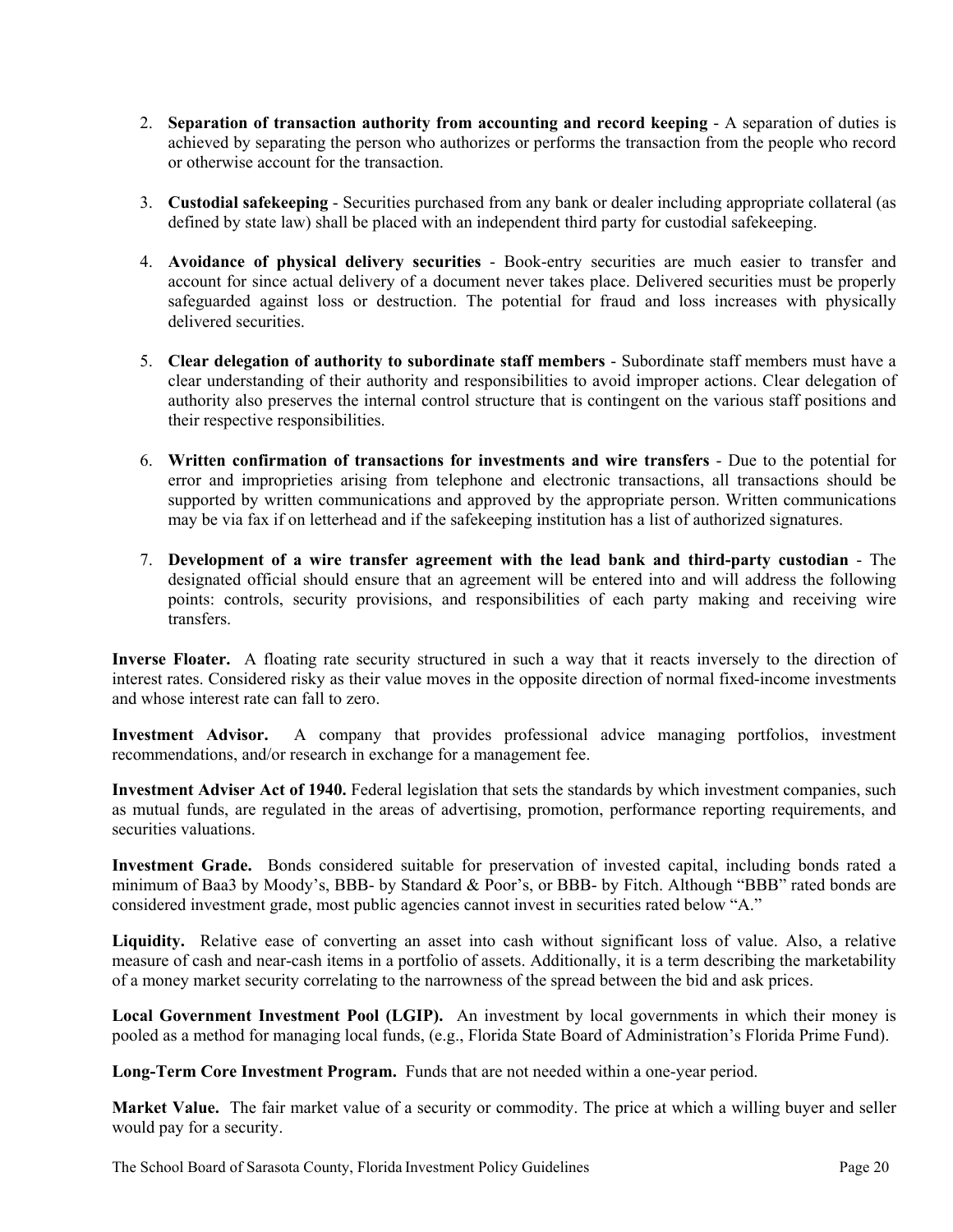2. **Separation of transaction authority from accounting and record keeping** - A separation of duties is achieved by separating the person who authorizes or performs the transaction from the people who record or otherwise account for the transaction.

3. **Custodial safekeeping** - Securities purchased from any bank or dealer including appropriate collateral (as defined by state law) shall be placed with an independent third party for custodial safekeeping.

4. **Avoidance of physical delivery securities** - Book-entry securities are much easier to transfer and account for since actual delivery of a document never takes place. Delivered securities must be properly safeguarded against loss or destruction. The potential for fraud and loss increases with physically delivered securities.

5. **Clear delegation of authority to subordinate staff members** - Subordinate staff members must have a clear understanding of their authority and responsibilities to avoid improper actions. Clear delegation of authority also preserves the internal control structure that is contingent on the various staff positions and their respective responsibilities.

6. **Written confirmation of transactions for investments and wire transfers** - Due to the potential for error and improprieties arising from telephone and electronic transactions, all transactions should be supported by written communications and approved by the appropriate person. Written communications may be via fax if on letterhead and if the safekeeping institution has a list of authorized signatures.

7. **Development of a wire transfer agreement with the lead bank and third-party custodian** - The designated official should ensure that an agreement will be entered into and will address the following points: controls, security provisions, and responsibilities of each party making and receiving wire transfers.

**Inverse Floater.** A floating rate security structured in such a way that it reacts inversely to the direction of interest rates. Considered risky as their value moves in the opposite direction of normal fixed-income investments and whose interest rate can fall to zero.

**Investment Advisor.** A company that provides professional advice managing portfolios, investment recommendations, and/or research in exchange for a management fee.

**Investment Adviser Act of 1940.** Federal legislation that sets the standards by which investment companies, such as mutual funds, are regulated in the areas of advertising, promotion, performance reporting requirements, and securities valuations.

**Investment Grade.** Bonds considered suitable for preservation of invested capital, including bonds rated a minimum of Baa3 by Moody's, BBB- by Standard & Poor's, or BBB- by Fitch. Although "BBB" rated bonds are considered investment grade, most public agencies cannot invest in securities rated below "A."

**Liquidity.** Relative ease of converting an asset into cash without significant loss of value. Also, a relative measure of cash and near-cash items in a portfolio of assets. Additionally, it is a term describing the marketability of a money market security correlating to the narrowness of the spread between the bid and ask prices.

**Local Government Investment Pool (LGIP).** An investment by local governments in which their money is pooled as a method for managing local funds, (e.g., Florida State Board of Administration's Florida Prime Fund).

**Long-Term Core Investment Program.** Funds that are not needed within a one-year period.

**Market Value.** The fair market value of a security or commodity. The price at which a willing buyer and seller would pay for a security.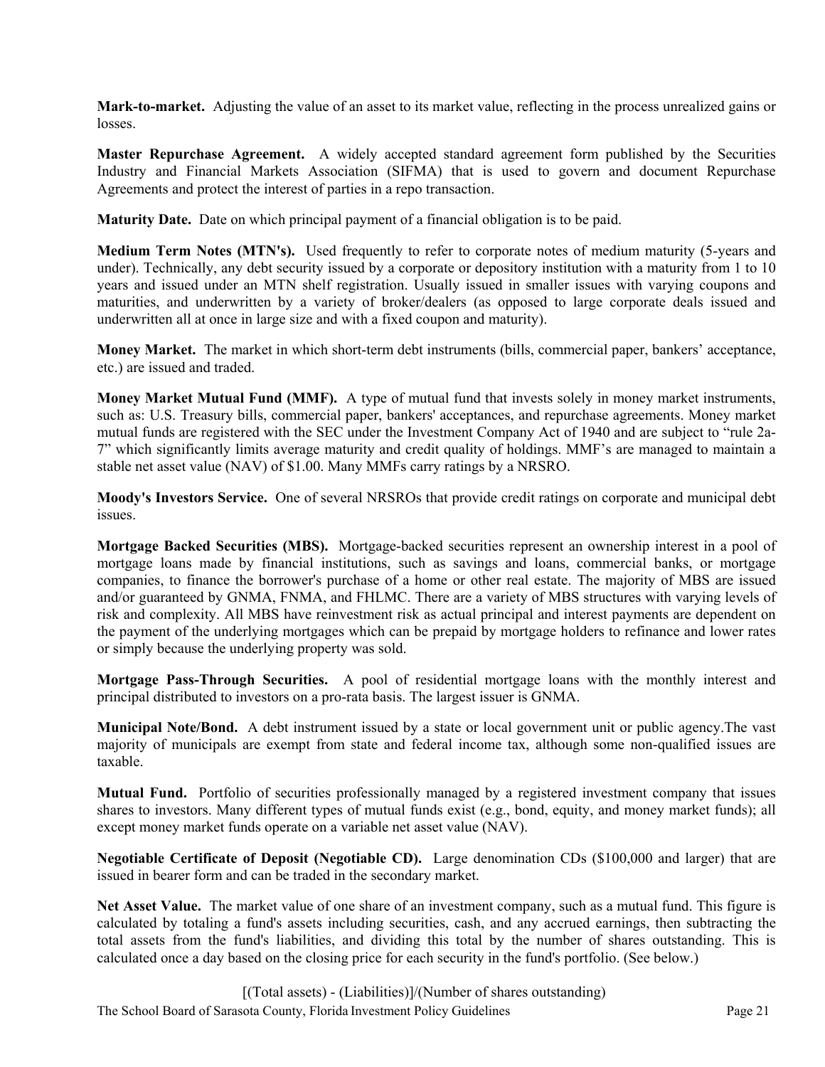**Mark-to-market.** Adjusting the value of an asset to its market value, reflecting in the process unrealized gains or losses.

**Master Repurchase Agreement.** A widely accepted standard agreement form published by the Securities Industry and Financial Markets Association (SIFMA) that is used to govern and document Repurchase Agreements and protect the interest of parties in a repo transaction.

**Maturity Date.** Date on which principal payment of a financial obligation is to be paid.

**Medium Term Notes (MTN's).** Used frequently to refer to corporate notes of medium maturity (5-years and under). Technically, any debt security issued by a corporate or depository institution with a maturity from 1 to 10 years and issued under an MTN shelf registration. Usually issued in smaller issues with varying coupons and maturities, and underwritten by a variety of broker/dealers (as opposed to large corporate deals issued and underwritten all at once in large size and with a fixed coupon and maturity).

**Money Market.** The market in which short-term debt instruments (bills, commercial paper, bankers' acceptance, etc.) are issued and traded.

**Money Market Mutual Fund (MMF).** A type of mutual fund that invests solely in money market instruments, such as: U.S. Treasury bills, commercial paper, bankers' acceptances, and repurchase agreements. Money market mutual funds are registered with the SEC under the Investment Company Act of 1940 and are subject to "rule 2a-7" which significantly limits average maturity and credit quality of holdings. MMF's are managed to maintain a stable net asset value (NAV) of $1.00. Many MMFs carry ratings by a NRSRO.

**Moody's Investors Service.** One of several NRSROs that provide credit ratings on corporate and municipal debt issues.

**Mortgage Backed Securities (MBS).** Mortgage-backed securities represent an ownership interest in a pool of mortgage loans made by financial institutions, such as savings and loans, commercial banks, or mortgage companies, to finance the borrower's purchase of a home or other real estate. The majority of MBS are issued and/or guaranteed by GNMA, FNMA, and FHLMC. There are a variety of MBS structures with varying levels of risk and complexity. All MBS have reinvestment risk as actual principal and interest payments are dependent on the payment of the underlying mortgages which can be prepaid by mortgage holders to refinance and lower rates or simply because the underlying property was sold.

**Mortgage Pass-Through Securities.** A pool of residential mortgage loans with the monthly interest and principal distributed to investors on a pro-rata basis. The largest issuer is GNMA.

**Municipal Note/Bond.** A debt instrument issued by a state or local government unit or public agency.The vast majority of municipals are exempt from state and federal income tax, although some non-qualified issues are taxable.

**Mutual Fund.** Portfolio of securities professionally managed by a registered investment company that issues shares to investors. Many different types of mutual funds exist (e.g., bond, equity, and money market funds); all except money market funds operate on a variable net asset value (NAV).

**Negotiable Certificate of Deposit (Negotiable CD).** Large denomination CDs ($100,000 and larger) that are issued in bearer form and can be traded in the secondary market.

**Net Asset Value.** The market value of one share of an investment company, such as a mutual fund. This figure is calculated by totaling a fund's assets including securities, cash, and any accrued earnings, then subtracting the total assets from the fund's liabilities, and dividing this total by the number of shares outstanding. This is calculated once a day based on the closing price for each security in the fund's portfolio. (See below.)

[(Total assets) - (Liabilities)]/(Number of shares outstanding)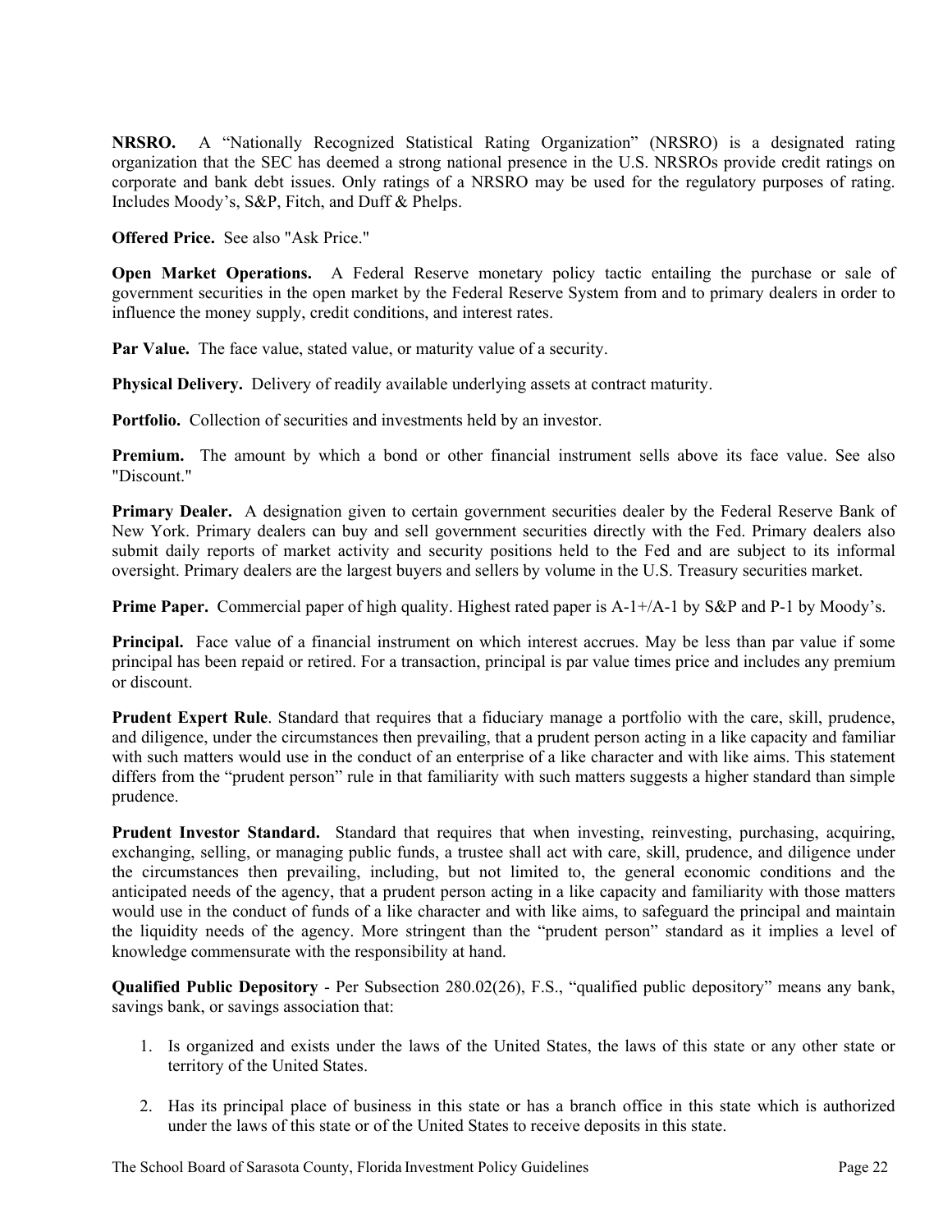**NRSRO.** A "Nationally Recognized Statistical Rating Organization" (NRSRO) is a designated rating organization that the SEC has deemed a strong national presence in the U.S. NRSROs provide credit ratings on corporate and bank debt issues. Only ratings of a NRSRO may be used for the regulatory purposes of rating. Includes Moody's, S&P, Fitch, and Duff & Phelps.

**Offered Price.** See also "Ask Price."

**Open Market Operations.** A Federal Reserve monetary policy tactic entailing the purchase or sale of government securities in the open market by the Federal Reserve System from and to primary dealers in order to influence the money supply, credit conditions, and interest rates.

**Par Value.** The face value, stated value, or maturity value of a security.

**Physical Delivery.** Delivery of readily available underlying assets at contract maturity.

**Portfolio.** Collection of securities and investments held by an investor.

**Premium.** The amount by which a bond or other financial instrument sells above its face value. See also "Discount."

**Primary Dealer.** A designation given to certain government securities dealer by the Federal Reserve Bank of New York. Primary dealers can buy and sell government securities directly with the Fed. Primary dealers also submit daily reports of market activity and security positions held to the Fed and are subject to its informal oversight. Primary dealers are the largest buyers and sellers by volume in the U.S. Treasury securities market.

**Prime Paper.** Commercial paper of high quality. Highest rated paper is A-1+/A-1 by S&P and P-1 by Moody's.

**Principal.** Face value of a financial instrument on which interest accrues. May be less than par value if some principal has been repaid or retired. For a transaction, principal is par value times price and includes any premium or discount.

**Prudent Expert Rule**. Standard that requires that a fiduciary manage a portfolio with the care, skill, prudence, and diligence, under the circumstances then prevailing, that a prudent person acting in a like capacity and familiar with such matters would use in the conduct of an enterprise of a like character and with like aims. This statement differs from the "prudent person" rule in that familiarity with such matters suggests a higher standard than simple prudence.

**Prudent Investor Standard.** Standard that requires that when investing, reinvesting, purchasing, acquiring, exchanging, selling, or managing public funds, a trustee shall act with care, skill, prudence, and diligence under the circumstances then prevailing, including, but not limited to, the general economic conditions and the anticipated needs of the agency, that a prudent person acting in a like capacity and familiarity with those matters would use in the conduct of funds of a like character and with like aims, to safeguard the principal and maintain the liquidity needs of the agency. More stringent than the "prudent person" standard as it implies a level of knowledge commensurate with the responsibility at hand.

**Qualified Public Depository** - Per Subsection 280.02(26), F.S., "qualified public depository" means any bank, savings bank, or savings association that:

1. Is organized and exists under the laws of the United States, the laws of this state or any other state or territory of the United States.

2. Has its principal place of business in this state or has a branch office in this state which is authorized under the laws of this state or of the United States to receive deposits in this state.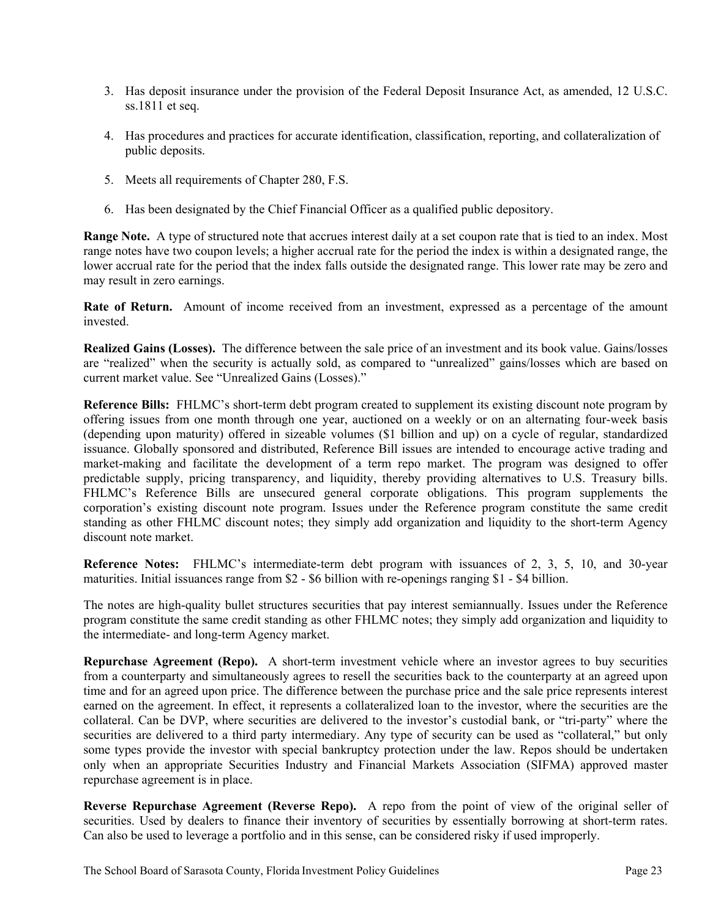3. Has deposit insurance under the provision of the Federal Deposit Insurance Act, as amended, 12 U.S.C. ss.1811 et seq.

4. Has procedures and practices for accurate identification, classification, reporting, and collateralization of public deposits.

5. Meets all requirements of Chapter 280, F.S.

6. Has been designated by the Chief Financial Officer as a qualified public depository.

**Range Note.** A type of structured note that accrues interest daily at a set coupon rate that is tied to an index. Most range notes have two coupon levels; a higher accrual rate for the period the index is within a designated range, the lower accrual rate for the period that the index falls outside the designated range. This lower rate may be zero and may result in zero earnings.

**Rate of Return.** Amount of income received from an investment, expressed as a percentage of the amount invested.

**Realized Gains (Losses).** The difference between the sale price of an investment and its book value. Gains/losses are "realized" when the security is actually sold, as compared to "unrealized" gains/losses which are based on current market value. See "Unrealized Gains (Losses)."

**Reference Bills:** FHLMC's short-term debt program created to supplement its existing discount note program by offering issues from one month through one year, auctioned on a weekly or on an alternating four-week basis (depending upon maturity) offered in sizeable volumes ($1 billion and up) on a cycle of regular, standardized issuance. Globally sponsored and distributed, Reference Bill issues are intended to encourage active trading and market-making and facilitate the development of a term repo market. The program was designed to offer predictable supply, pricing transparency, and liquidity, thereby providing alternatives to U.S. Treasury bills. FHLMC's Reference Bills are unsecured general corporate obligations. This program supplements the corporation's existing discount note program. Issues under the Reference program constitute the same credit standing as other FHLMC discount notes; they simply add organization and liquidity to the short-term Agency discount note market.

**Reference Notes:** FHLMC's intermediate-term debt program with issuances of 2, 3, 5, 10, and 30-year maturities. Initial issuances range from $2 - $6 billion with re-openings ranging $1 - $4 billion.

The notes are high-quality bullet structures securities that pay interest semiannually. Issues under the Reference program constitute the same credit standing as other FHLMC notes; they simply add organization and liquidity to the intermediate- and long-term Agency market.

**Repurchase Agreement (Repo).** A short-term investment vehicle where an investor agrees to buy securities from a counterparty and simultaneously agrees to resell the securities back to the counterparty at an agreed upon time and for an agreed upon price. The difference between the purchase price and the sale price represents interest earned on the agreement. In effect, it represents a collateralized loan to the investor, where the securities are the collateral. Can be DVP, where securities are delivered to the investor's custodial bank, or "tri-party" where the securities are delivered to a third party intermediary. Any type of security can be used as "collateral," but only some types provide the investor with special bankruptcy protection under the law. Repos should be undertaken only when an appropriate Securities Industry and Financial Markets Association (SIFMA) approved master repurchase agreement is in place.

**Reverse Repurchase Agreement (Reverse Repo).** A repo from the point of view of the original seller of securities. Used by dealers to finance their inventory of securities by essentially borrowing at short-term rates. Can also be used to leverage a portfolio and in this sense, can be considered risky if used improperly.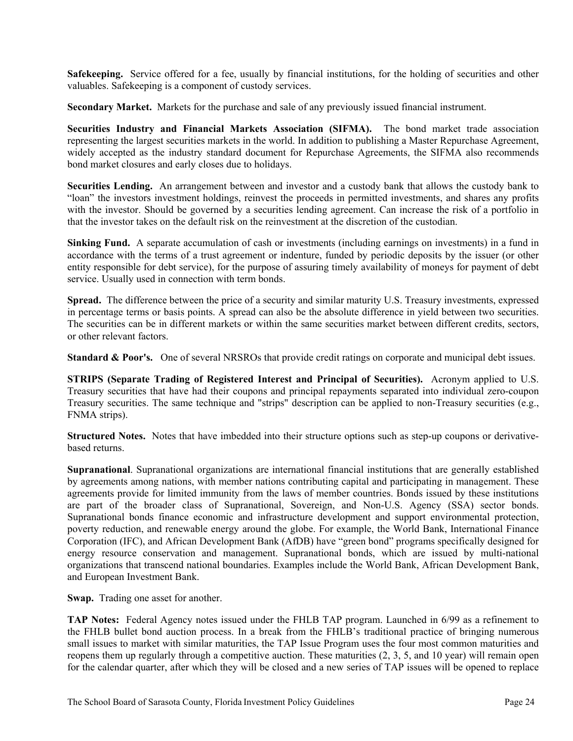**Safekeeping.** Service offered for a fee, usually by financial institutions, for the holding of securities and other valuables. Safekeeping is a component of custody services.

**Secondary Market.** Markets for the purchase and sale of any previously issued financial instrument.

**Securities Industry and Financial Markets Association (SIFMA).** The bond market trade association representing the largest securities markets in the world. In addition to publishing a Master Repurchase Agreement, widely accepted as the industry standard document for Repurchase Agreements, the SIFMA also recommends bond market closures and early closes due to holidays.

**Securities Lending.** An arrangement between and investor and a custody bank that allows the custody bank to "loan" the investors investment holdings, reinvest the proceeds in permitted investments, and shares any profits with the investor. Should be governed by a securities lending agreement. Can increase the risk of a portfolio in that the investor takes on the default risk on the reinvestment at the discretion of the custodian.

**Sinking Fund.** A separate accumulation of cash or investments (including earnings on investments) in a fund in accordance with the terms of a trust agreement or indenture, funded by periodic deposits by the issuer (or other entity responsible for debt service), for the purpose of assuring timely availability of moneys for payment of debt service. Usually used in connection with term bonds.

**Spread.** The difference between the price of a security and similar maturity U.S. Treasury investments, expressed in percentage terms or basis points. A spread can also be the absolute difference in yield between two securities. The securities can be in different markets or within the same securities market between different credits, sectors, or other relevant factors.

**Standard & Poor's.** One of several NRSROs that provide credit ratings on corporate and municipal debt issues.

**STRIPS (Separate Trading of Registered Interest and Principal of Securities).** Acronym applied to U.S. Treasury securities that have had their coupons and principal repayments separated into individual zero-coupon Treasury securities. The same technique and "strips" description can be applied to non-Treasury securities (e.g., FNMA strips).

**Structured Notes.** Notes that have imbedded into their structure options such as step-up coupons or derivative-based returns.

**Supranational**. Supranational organizations are international financial institutions that are generally established by agreements among nations, with member nations contributing capital and participating in management. These agreements provide for limited immunity from the laws of member countries. Bonds issued by these institutions are part of the broader class of Supranational, Sovereign, and Non-U.S. Agency (SSA) sector bonds. Supranational bonds finance economic and infrastructure development and support environmental protection, poverty reduction, and renewable energy around the globe. For example, the World Bank, International Finance Corporation (IFC), and African Development Bank (AfDB) have "green bond" programs specifically designed for energy resource conservation and management. Supranational bonds, which are issued by multi-national organizations that transcend national boundaries. Examples include the World Bank, African Development Bank, and European Investment Bank.

**Swap.** Trading one asset for another.

**TAP Notes:** Federal Agency notes issued under the FHLB TAP program. Launched in 6/99 as a refinement to the FHLB bullet bond auction process. In a break from the FHLB's traditional practice of bringing numerous small issues to market with similar maturities, the TAP Issue Program uses the four most common maturities and reopens them up regularly through a competitive auction. These maturities (2, 3, 5, and 10 year) will remain open for the calendar quarter, after which they will be closed and a new series of TAP issues will be opened to replace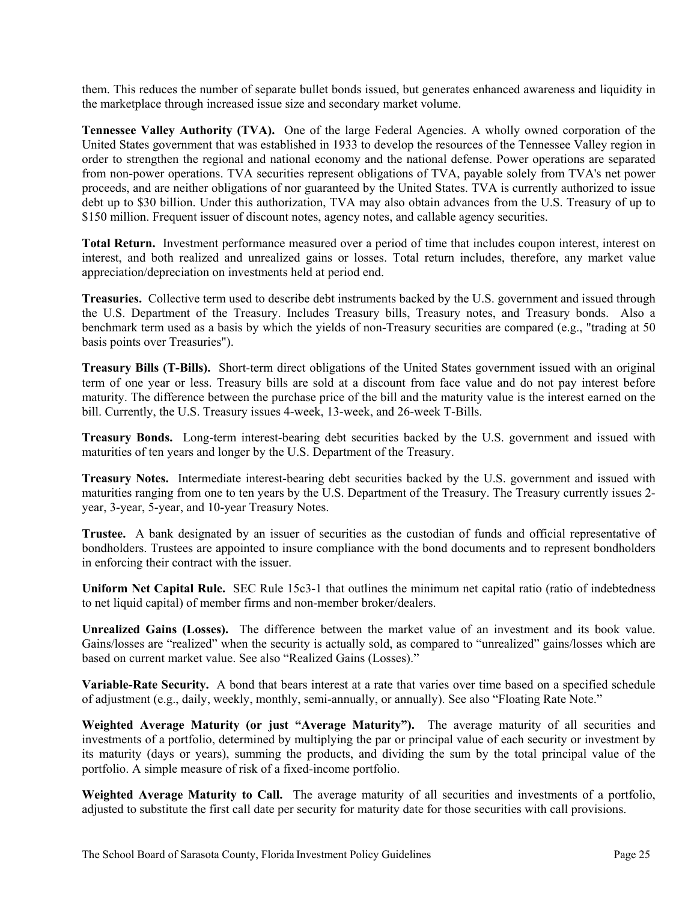them. This reduces the number of separate bullet bonds issued, but generates enhanced awareness and liquidity in the marketplace through increased issue size and secondary market volume.

**Tennessee Valley Authority (TVA).** One of the large Federal Agencies. A wholly owned corporation of the United States government that was established in 1933 to develop the resources of the Tennessee Valley region in order to strengthen the regional and national economy and the national defense. Power operations are separated from non-power operations. TVA securities represent obligations of TVA, payable solely from TVA's net power proceeds, and are neither obligations of nor guaranteed by the United States. TVA is currently authorized to issue debt up to $30 billion. Under this authorization, TVA may also obtain advances from the U.S. Treasury of up to $150 million. Frequent issuer of discount notes, agency notes, and callable agency securities.

**Total Return.** Investment performance measured over a period of time that includes coupon interest, interest on interest, and both realized and unrealized gains or losses. Total return includes, therefore, any market value appreciation/depreciation on investments held at period end.

**Treasuries.** Collective term used to describe debt instruments backed by the U.S. government and issued through the U.S. Department of the Treasury. Includes Treasury bills, Treasury notes, and Treasury bonds. Also a benchmark term used as a basis by which the yields of non-Treasury securities are compared (e.g., "trading at 50 basis points over Treasuries").

**Treasury Bills (T-Bills).** Short-term direct obligations of the United States government issued with an original term of one year or less. Treasury bills are sold at a discount from face value and do not pay interest before maturity. The difference between the purchase price of the bill and the maturity value is the interest earned on the bill. Currently, the U.S. Treasury issues 4-week, 13-week, and 26-week T-Bills.

**Treasury Bonds.** Long-term interest-bearing debt securities backed by the U.S. government and issued with maturities of ten years and longer by the U.S. Department of the Treasury.

**Treasury Notes.** Intermediate interest-bearing debt securities backed by the U.S. government and issued with maturities ranging from one to ten years by the U.S. Department of the Treasury. The Treasury currently issues 2-year, 3-year, 5-year, and 10-year Treasury Notes.

**Trustee.** A bank designated by an issuer of securities as the custodian of funds and official representative of bondholders. Trustees are appointed to insure compliance with the bond documents and to represent bondholders in enforcing their contract with the issuer.

**Uniform Net Capital Rule.** SEC Rule 15c3-1 that outlines the minimum net capital ratio (ratio of indebtedness to net liquid capital) of member firms and non-member broker/dealers.

**Unrealized Gains (Losses).** The difference between the market value of an investment and its book value. Gains/losses are "realized" when the security is actually sold, as compared to "unrealized" gains/losses which are based on current market value. See also "Realized Gains (Losses)."

**Variable-Rate Security.** A bond that bears interest at a rate that varies over time based on a specified schedule of adjustment (e.g., daily, weekly, monthly, semi-annually, or annually). See also "Floating Rate Note."

**Weighted Average Maturity (or just "Average Maturity").** The average maturity of all securities and investments of a portfolio, determined by multiplying the par or principal value of each security or investment by its maturity (days or years), summing the products, and dividing the sum by the total principal value of the portfolio. A simple measure of risk of a fixed-income portfolio.

**Weighted Average Maturity to Call.** The average maturity of all securities and investments of a portfolio, adjusted to substitute the first call date per security for maturity date for those securities with call provisions.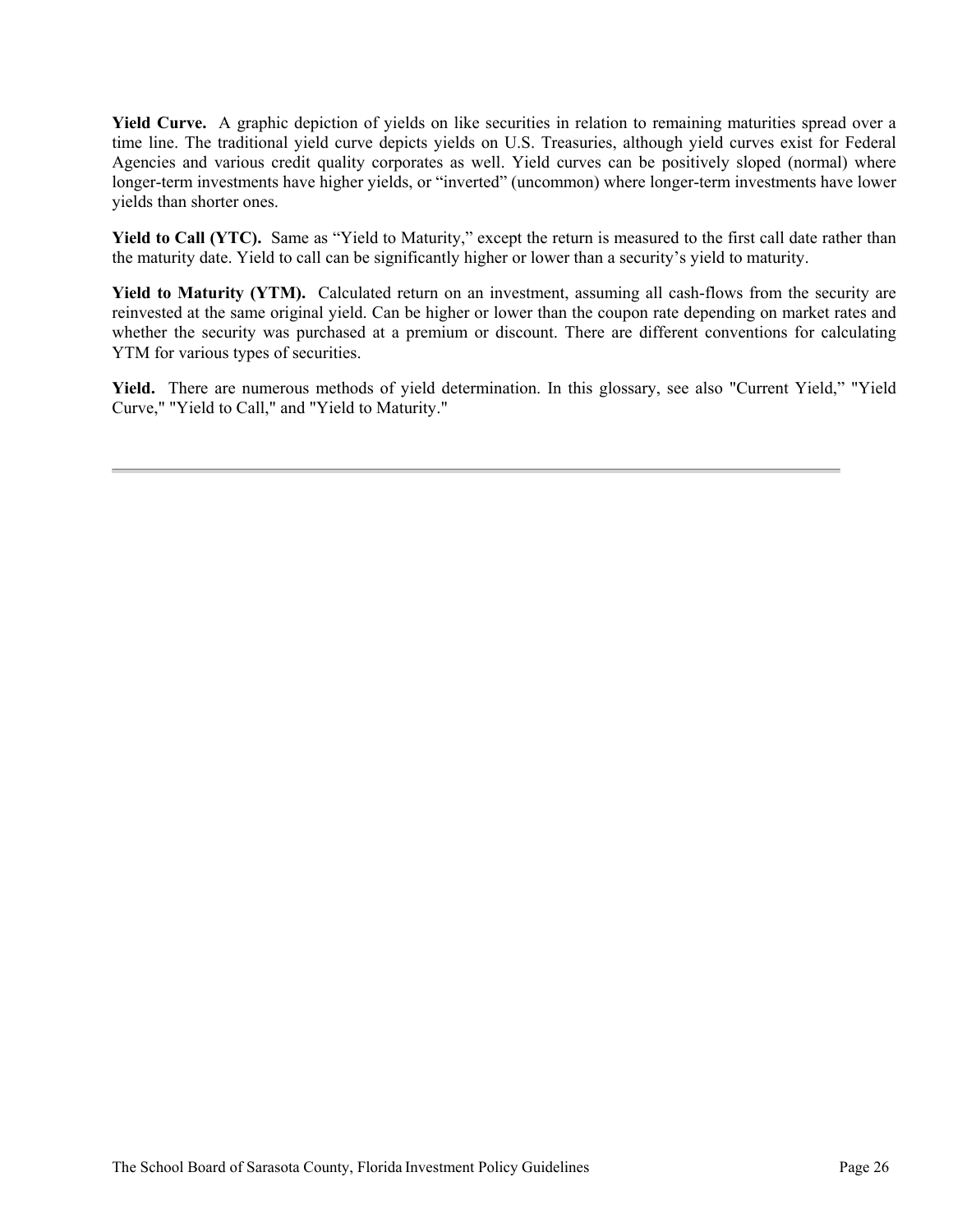**Yield Curve.** A graphic depiction of yields on like securities in relation to remaining maturities spread over a time line. The traditional yield curve depicts yields on U.S. Treasuries, although yield curves exist for Federal Agencies and various credit quality corporates as well. Yield curves can be positively sloped (normal) where longer-term investments have higher yields, or "inverted" (uncommon) where longer-term investments have lower yields than shorter ones.

**Yield to Call (YTC).** Same as "Yield to Maturity," except the return is measured to the first call date rather than the maturity date. Yield to call can be significantly higher or lower than a security's yield to maturity.

**Yield to Maturity (YTM).** Calculated return on an investment, assuming all cash-flows from the security are reinvested at the same original yield. Can be higher or lower than the coupon rate depending on market rates and whether the security was purchased at a premium or discount. There are different conventions for calculating YTM for various types of securities.

**Yield.** There are numerous methods of yield determination. In this glossary, see also "Current Yield," "Yield Curve," "Yield to Call," and "Yield to Maturity."

---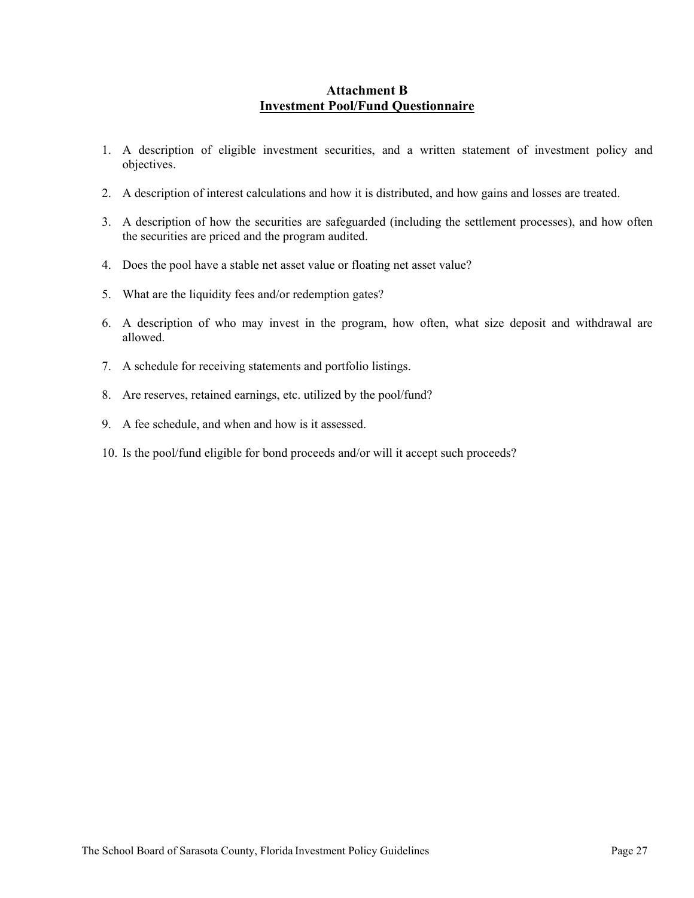## Attachment B
## Investment Pool/Fund Questionnaire

1. A description of eligible investment securities, and a written statement of investment policy and objectives.
2. A description of interest calculations and how it is distributed, and how gains and losses are treated.
3. A description of how the securities are safeguarded (including the settlement processes), and how often the securities are priced and the program audited.
4. Does the pool have a stable net asset value or floating net asset value?
5. What are the liquidity fees and/or redemption gates?
6. A description of who may invest in the program, how often, what size deposit and withdrawal are allowed.
7. A schedule for receiving statements and portfolio listings.
8. Are reserves, retained earnings, etc. utilized by the pool/fund?
9. A fee schedule, and when and how is it assessed.
10. Is the pool/fund eligible for bond proceeds and/or will it accept such proceeds?